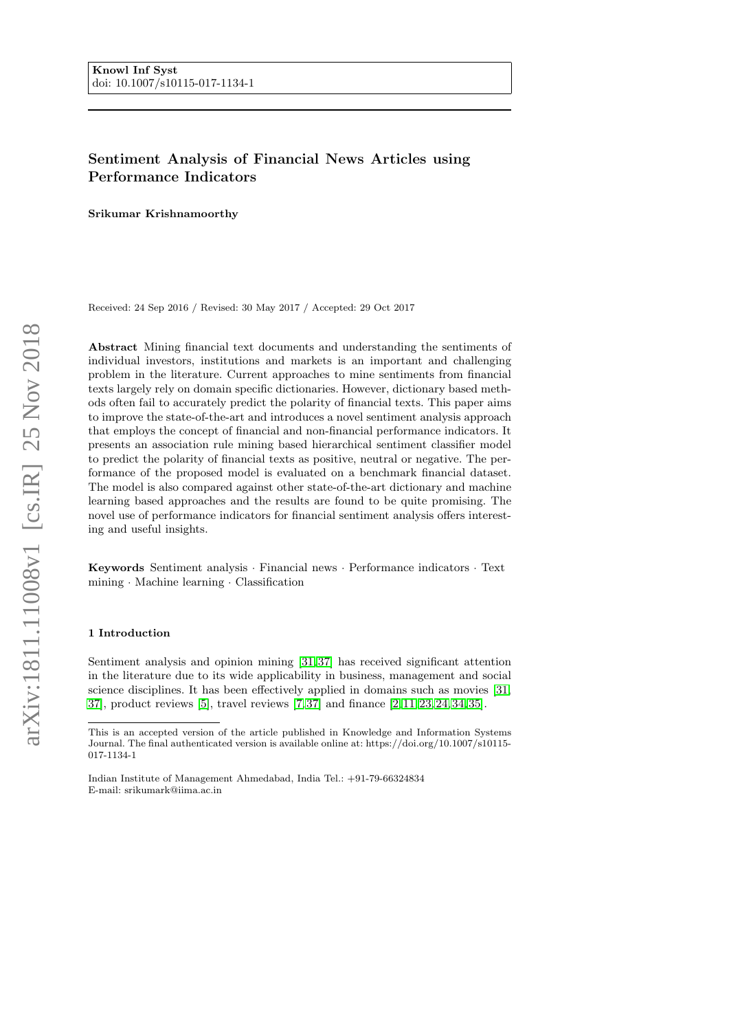**Knowl Inf Syst**
doi: 10.1007/s10115-017-1134-1

# Sentiment Analysis of Financial News Articles using Performance Indicators

**Srikumar Krishnamoorthy**

Received: 24 Sep 2016 / Revised: 30 May 2017 / Accepted: 29 Oct 2017

**Abstract** Mining financial text documents and understanding the sentiments of individual investors, institutions and markets is an important and challenging problem in the literature. Current approaches to mine sentiments from financial texts largely rely on domain specific dictionaries. However, dictionary based methods often fail to accurately predict the polarity of financial texts. This paper aims to improve the state-of-the-art and introduces a novel sentiment analysis approach that employs the concept of financial and non-financial performance indicators. It presents an association rule mining based hierarchical sentiment classifier model to predict the polarity of financial texts as positive, neutral or negative. The performance of the proposed model is evaluated on a benchmark financial dataset. The model is also compared against other state-of-the-art dictionary and machine learning based approaches and the results are found to be quite promising. The novel use of performance indicators for financial sentiment analysis offers interesting and useful insights.

**Keywords** Sentiment analysis · Financial news · Performance indicators · Text mining · Machine learning · Classification

## 1 Introduction

Sentiment analysis and opinion mining [31,37] has received significant attention in the literature due to its wide applicability in business, management and social science disciplines. It has been effectively applied in domains such as movies [31, 37], product reviews [5], travel reviews [7,37] and finance [2,11,23,24,34,35].

---

This is an accepted version of the article published in Knowledge and Information Systems Journal. The final authenticated version is available online at: https://doi.org/10.1007/s10115-017-1134-1

Indian Institute of Management Ahmedabad, India Tel.: +91-79-66324834
E-mail: srikumark@iima.ac.in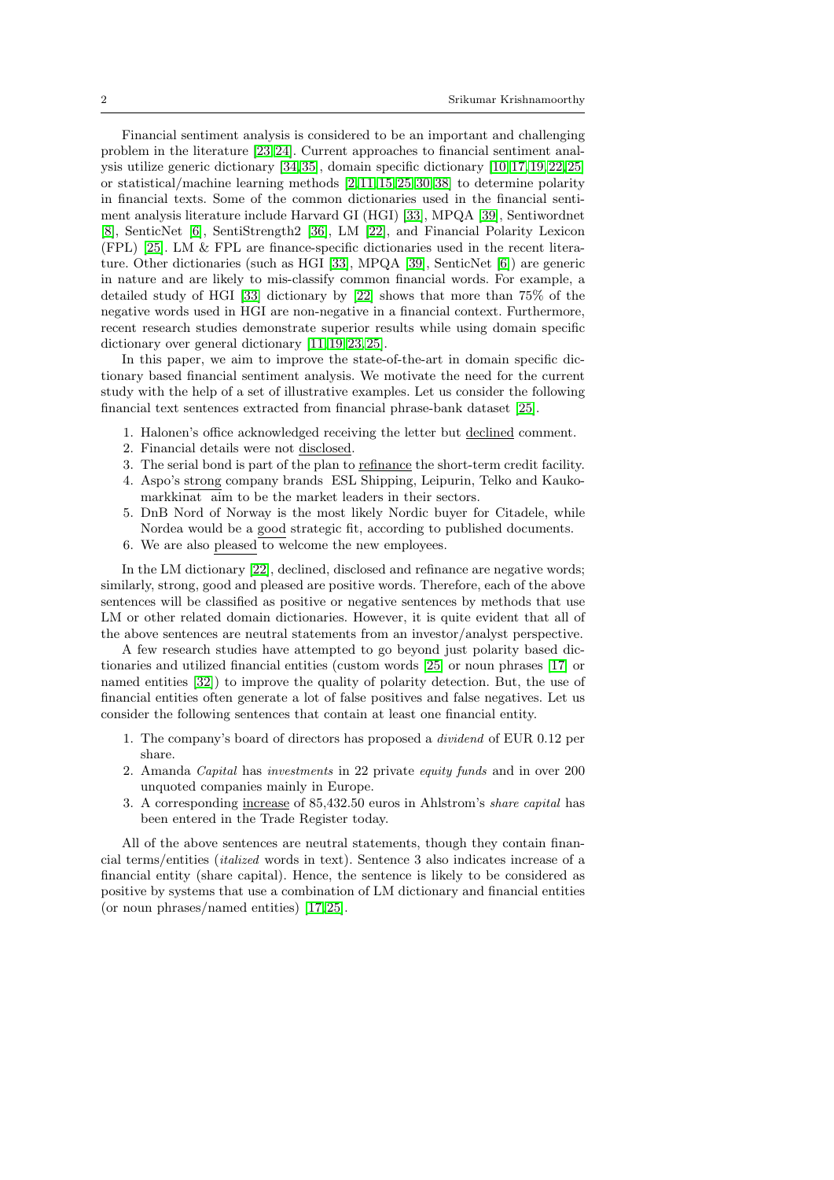Financial sentiment analysis is considered to be an important and challenging problem in the literature [23,24]. Current approaches to financial sentiment analysis utilize generic dictionary [34,35], domain specific dictionary [10,17,19,22,25] or statistical/machine learning methods [2,11,15,25,30,38] to determine polarity in financial texts. Some of the common dictionaries used in the financial sentiment analysis literature include Harvard GI (HGI) [33], MPQA [39], Sentiwordnet [8], SenticNet [6], SentiStrength2 [36], LM [22], and Financial Polarity Lexicon (FPL) [25]. LM & FPL are finance-specific dictionaries used in the recent literature. Other dictionaries (such as HGI [33], MPQA [39], SenticNet [6]) are generic in nature and are likely to mis-classify common financial words. For example, a detailed study of HGI [33] dictionary by [22] shows that more than 75% of the negative words used in HGI are non-negative in a financial context. Furthermore, recent research studies demonstrate superior results while using domain specific dictionary over general dictionary [11,19,23,25].

In this paper, we aim to improve the state-of-the-art in domain specific dictionary based financial sentiment analysis. We motivate the need for the current study with the help of a set of illustrative examples. Let us consider the following financial text sentences extracted from financial phrase-bank dataset [25].

1. Halonen's office acknowledged receiving the letter but <u>declined</u> comment.
2. Financial details were not <u>disclosed</u>.
3. The serial bond is part of the plan to <u>refinance</u> the short-term credit facility.
4. Aspo's <u>strong</u> company brands ESL Shipping, Leipurin, Telko and Kaukomarkkinat aim to be the market leaders in their sectors.
5. DnB Nord of Norway is the most likely Nordic buyer for Citadele, while Nordea would be a <u>good</u> strategic fit, according to published documents.
6. We are also <u>pleased</u> to welcome the new employees.

In the LM dictionary [22], declined, disclosed and refinance are negative words; similarly, strong, good and pleased are positive words. Therefore, each of the above sentences will be classified as positive or negative sentences by methods that use LM or other related domain dictionaries. However, it is quite evident that all of the above sentences are neutral statements from an investor/analyst perspective.

A few research studies have attempted to go beyond just polarity based dictionaries and utilized financial entities (custom words [25] or noun phrases [17] or named entities [32]) to improve the quality of polarity detection. But, the use of financial entities often generate a lot of false positives and false negatives. Let us consider the following sentences that contain at least one financial entity.

1. The company's board of directors has proposed a *dividend* of EUR 0.12 per share.
2. Amanda *Capital* has *investments* in 22 private *equity funds* and in over 200 unquoted companies mainly in Europe.
3. A corresponding <u>increase</u> of 85,432.50 euros in Ahlstrom's *share capital* has been entered in the Trade Register today.

All of the above sentences are neutral statements, though they contain financial terms/entities (*italized* words in text). Sentence 3 also indicates increase of a financial entity (share capital). Hence, the sentence is likely to be considered as positive by systems that use a combination of LM dictionary and financial entities (or noun phrases/named entities) [17,25].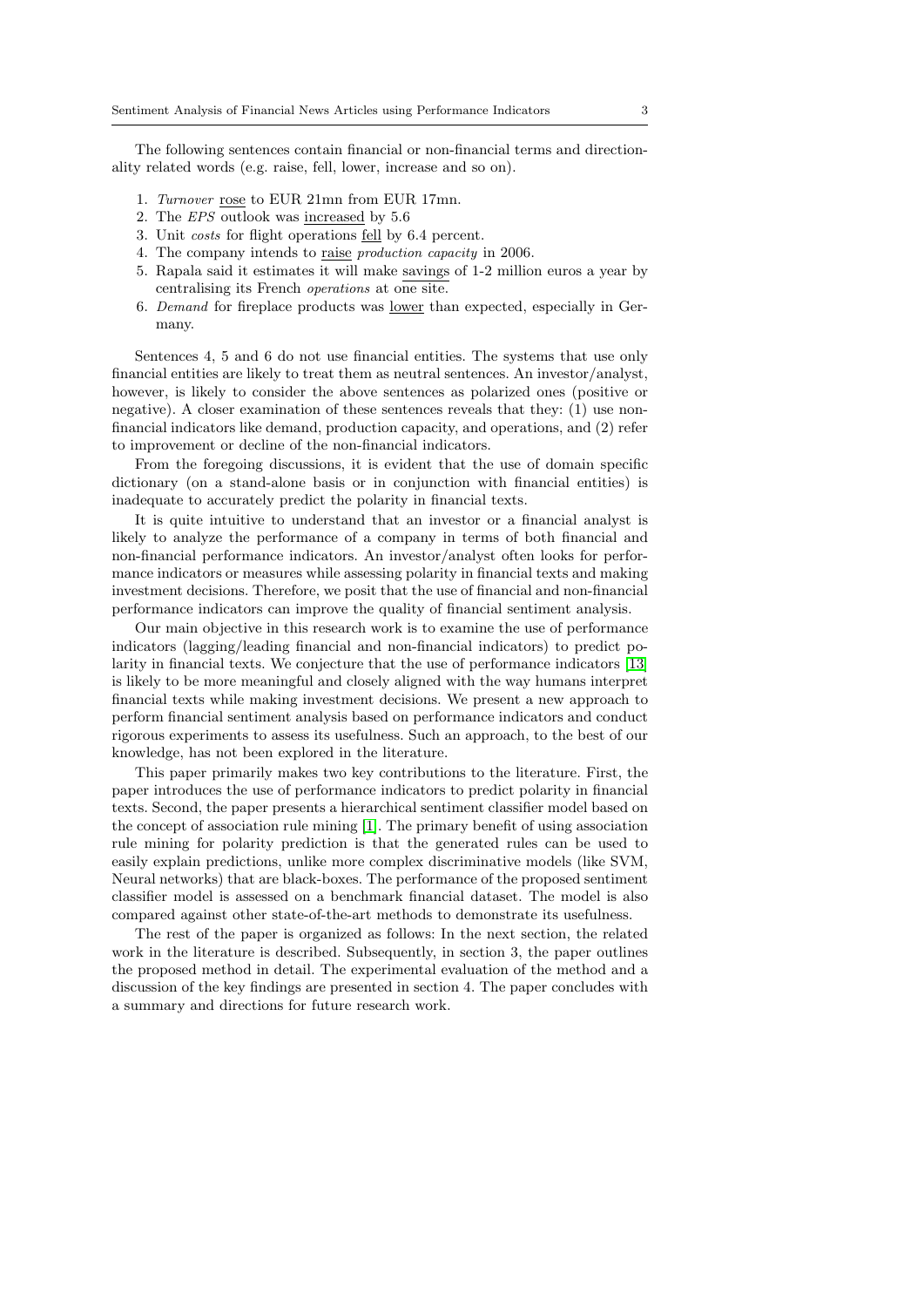The following sentences contain financial or non-financial terms and directionality related words (e.g. raise, fell, lower, increase and so on).

1. *Turnover* rose to EUR 21mn from EUR 17mn.
2. The *EPS* outlook was increased by 5.6
3. Unit *costs* for flight operations fell by 6.4 percent.
4. The company intends to raise *production capacity* in 2006.
5. Rapala said it estimates it will make savings of 1-2 million euros a year by centralising its French *operations* at one site.
6. *Demand* for fireplace products was lower than expected, especially in Germany.

Sentences 4, 5 and 6 do not use financial entities. The systems that use only financial entities are likely to treat them as neutral sentences. An investor/analyst, however, is likely to consider the above sentences as polarized ones (positive or negative). A closer examination of these sentences reveals that they: (1) use non-financial indicators like demand, production capacity, and operations, and (2) refer to improvement or decline of the non-financial indicators.

From the foregoing discussions, it is evident that the use of domain specific dictionary (on a stand-alone basis or in conjunction with financial entities) is inadequate to accurately predict the polarity in financial texts.

It is quite intuitive to understand that an investor or a financial analyst is likely to analyze the performance of a company in terms of both financial and non-financial performance indicators. An investor/analyst often looks for performance indicators or measures while assessing polarity in financial texts and making investment decisions. Therefore, we posit that the use of financial and non-financial performance indicators can improve the quality of financial sentiment analysis.

Our main objective in this research work is to examine the use of performance indicators (lagging/leading financial and non-financial indicators) to predict polarity in financial texts. We conjecture that the use of performance indicators [13] is likely to be more meaningful and closely aligned with the way humans interpret financial texts while making investment decisions. We present a new approach to perform financial sentiment analysis based on performance indicators and conduct rigorous experiments to assess its usefulness. Such an approach, to the best of our knowledge, has not been explored in the literature.

This paper primarily makes two key contributions to the literature. First, the paper introduces the use of performance indicators to predict polarity in financial texts. Second, the paper presents a hierarchical sentiment classifier model based on the concept of association rule mining [1]. The primary benefit of using association rule mining for polarity prediction is that the generated rules can be used to easily explain predictions, unlike more complex discriminative models (like SVM, Neural networks) that are black-boxes. The performance of the proposed sentiment classifier model is assessed on a benchmark financial dataset. The model is also compared against other state-of-the-art methods to demonstrate its usefulness.

The rest of the paper is organized as follows: In the next section, the related work in the literature is described. Subsequently, in section 3, the paper outlines the proposed method in detail. The experimental evaluation of the method and a discussion of the key findings are presented in section 4. The paper concludes with a summary and directions for future research work.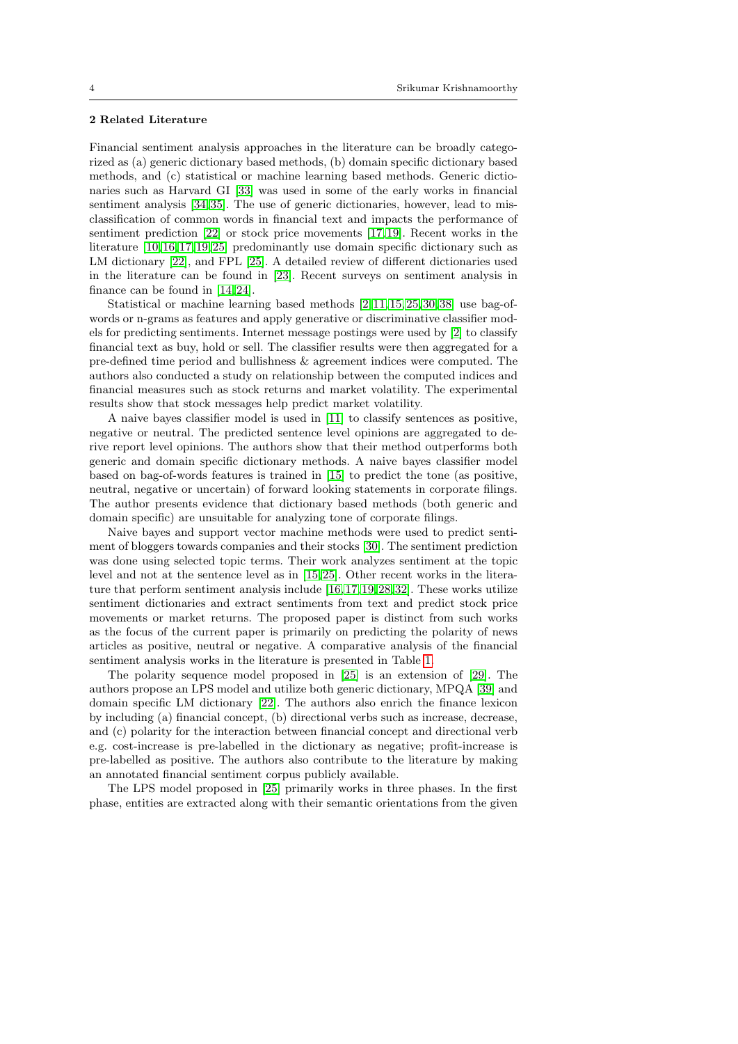## 2 Related Literature

Financial sentiment analysis approaches in the literature can be broadly categorized as (a) generic dictionary based methods, (b) domain specific dictionary based methods, and (c) statistical or machine learning based methods. Generic dictionaries such as Harvard GI [33] was used in some of the early works in financial sentiment analysis [34,35]. The use of generic dictionaries, however, lead to misclassification of common words in financial text and impacts the performance of sentiment prediction [22] or stock price movements [17,19]. Recent works in the literature [10,16,17,19,25] predominantly use domain specific dictionary such as LM dictionary [22], and FPL [25]. A detailed review of different dictionaries used in the literature can be found in [23]. Recent surveys on sentiment analysis in finance can be found in [14,24].

Statistical or machine learning based methods [2,11,15,25,30,38] use bag-of-words or n-grams as features and apply generative or discriminative classifier models for predicting sentiments. Internet message postings were used by [2] to classify financial text as buy, hold or sell. The classifier results were then aggregated for a pre-defined time period and bullishness & agreement indices were computed. The authors also conducted a study on relationship between the computed indices and financial measures such as stock returns and market volatility. The experimental results show that stock messages help predict market volatility.

A naive bayes classifier model is used in [11] to classify sentences as positive, negative or neutral. The predicted sentence level opinions are aggregated to derive report level opinions. The authors show that their method outperforms both generic and domain specific dictionary methods. A naive bayes classifier model based on bag-of-words features is trained in [15] to predict the tone (as positive, neutral, negative or uncertain) of forward looking statements in corporate filings. The author presents evidence that dictionary based methods (both generic and domain specific) are unsuitable for analyzing tone of corporate filings.

Naive bayes and support vector machine methods were used to predict sentiment of bloggers towards companies and their stocks [30]. The sentiment prediction was done using selected topic terms. Their work analyzes sentiment at the topic level and not at the sentence level as in [15,25]. Other recent works in the literature that perform sentiment analysis include [16,17,19,28,32]. These works utilize sentiment dictionaries and extract sentiments from text and predict stock price movements or market returns. The proposed paper is distinct from such works as the focus of the current paper is primarily on predicting the polarity of news articles as positive, neutral or negative. A comparative analysis of the financial sentiment analysis works in the literature is presented in Table 1.

The polarity sequence model proposed in [25] is an extension of [29]. The authors propose an LPS model and utilize both generic dictionary, MPQA [39] and domain specific LM dictionary [22]. The authors also enrich the finance lexicon by including (a) financial concept, (b) directional verbs such as increase, decrease, and (c) polarity for the interaction between financial concept and directional verb e.g. cost-increase is pre-labelled in the dictionary as negative; profit-increase is pre-labelled as positive. The authors also contribute to the literature by making an annotated financial sentiment corpus publicly available.

The LPS model proposed in [25] primarily works in three phases. In the first phase, entities are extracted along with their semantic orientations from the given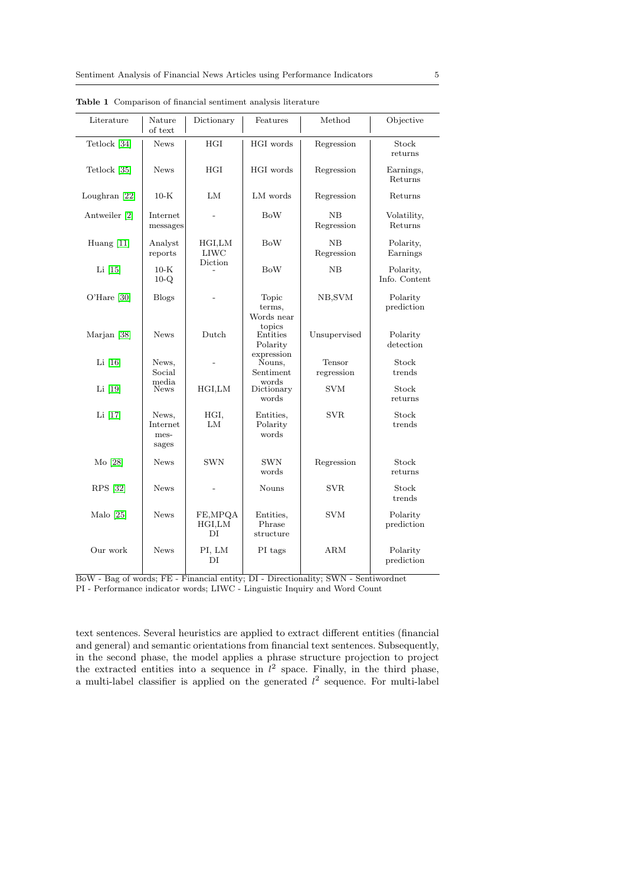**Table 1** Comparison of financial sentiment analysis literature

| Literature | Nature of text | Dictionary | Features | Method | Objective |
|---|---|---|---|---|---|
| Tetlock [34] | News | HGI | HGI words | Regression | Stock returns |
| Tetlock [35] | News | HGI | HGI words | Regression | Earnings, Returns |
| Loughran [22] | 10-K | LM | LM words | Regression | Returns |
| Antweiler [2] | Internet messages | - | BoW | NB Regression | Volatility, Returns |
| Huang [11] | Analyst reports | HGI,LM LIWC Diction | BoW | NB Regression | Polarity, Earnings |
| Li [15] | 10-K 10-Q | - | BoW | NB | Polarity, Info. Content |
| O'Hare [30] | Blogs | - | Topic terms, Words near topics | NB,SVM | Polarity prediction |
| Marjan [38] | News | Dutch | Entities Polarity expression | Unsupervised | Polarity detection |
| Li [16] | News, Social media | - | Nouns, Sentiment words | Tensor regression | Stock trends |
| Li [19] | News | HGI,LM | Dictionary words | SVM | Stock returns |
| Li [17] | News, Internet messages | HGI, LM | Entities, Polarity words | SVR | Stock trends |
| Mo [28] | News | SWN | SWN words | Regression | Stock returns |
| RPS [32] | News | - | Nouns | SVR | Stock trends |
| Malo [25] | News | FE,MPQA HGI,LM DI | Entities, Phrase structure | SVM | Polarity prediction |
| Our work | News | PI, LM DI | PI tags | ARM | Polarity prediction |

BoW - Bag of words; FE - Financial entity; DI - Directionality; SWN - Sentiwordnet
PI - Performance indicator words; LIWC - Linguistic Inquiry and Word Count

text sentences. Several heuristics are applied to extract different entities (financial and general) and semantic orientations from financial text sentences. Subsequently, in the second phase, the model applies a phrase structure projection to project the extracted entities into a sequence in $l^2$ space. Finally, in the third phase, a multi-label classifier is applied on the generated $l^2$ sequence. For multi-label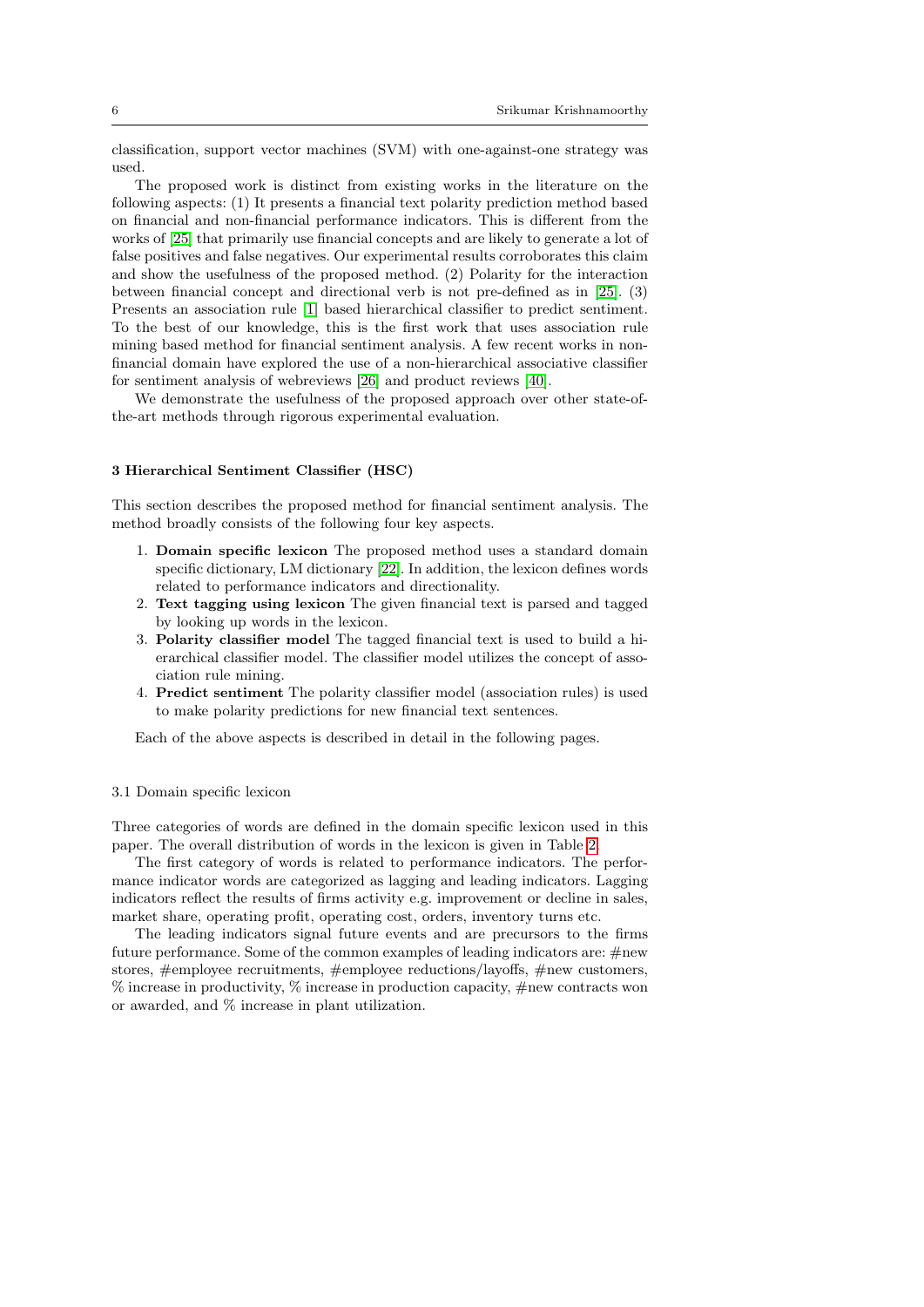classification, support vector machines (SVM) with one-against-one strategy was used.

The proposed work is distinct from existing works in the literature on the following aspects: (1) It presents a financial text polarity prediction method based on financial and non-financial performance indicators. This is different from the works of [25] that primarily use financial concepts and are likely to generate a lot of false positives and false negatives. Our experimental results corroborates this claim and show the usefulness of the proposed method. (2) Polarity for the interaction between financial concept and directional verb is not pre-defined as in [25]. (3) Presents an association rule [1] based hierarchical classifier to predict sentiment. To the best of our knowledge, this is the first work that uses association rule mining based method for financial sentiment analysis. A few recent works in non-financial domain have explored the use of a non-hierarchical associative classifier for sentiment analysis of webreviews [26] and product reviews [40].

We demonstrate the usefulness of the proposed approach over other state-of-the-art methods through rigorous experimental evaluation.

## 3 Hierarchical Sentiment Classifier (HSC)

This section describes the proposed method for financial sentiment analysis. The method broadly consists of the following four key aspects.

1. **Domain specific lexicon** The proposed method uses a standard domain specific dictionary, LM dictionary [22]. In addition, the lexicon defines words related to performance indicators and directionality.
2. **Text tagging using lexicon** The given financial text is parsed and tagged by looking up words in the lexicon.
3. **Polarity classifier model** The tagged financial text is used to build a hierarchical classifier model. The classifier model utilizes the concept of association rule mining.
4. **Predict sentiment** The polarity classifier model (association rules) is used to make polarity predictions for new financial text sentences.

Each of the above aspects is described in detail in the following pages.

### 3.1 Domain specific lexicon

Three categories of words are defined in the domain specific lexicon used in this paper. The overall distribution of words in the lexicon is given in Table 2.

The first category of words is related to performance indicators. The performance indicator words are categorized as lagging and leading indicators. Lagging indicators reflect the results of firms activity e.g. improvement or decline in sales, market share, operating profit, operating cost, orders, inventory turns etc.

The leading indicators signal future events and are precursors to the firms future performance. Some of the common examples of leading indicators are: #new stores, #employee recruitments, #employee reductions/layoffs, #new customers, % increase in productivity, % increase in production capacity, #new contracts won or awarded, and % increase in plant utilization.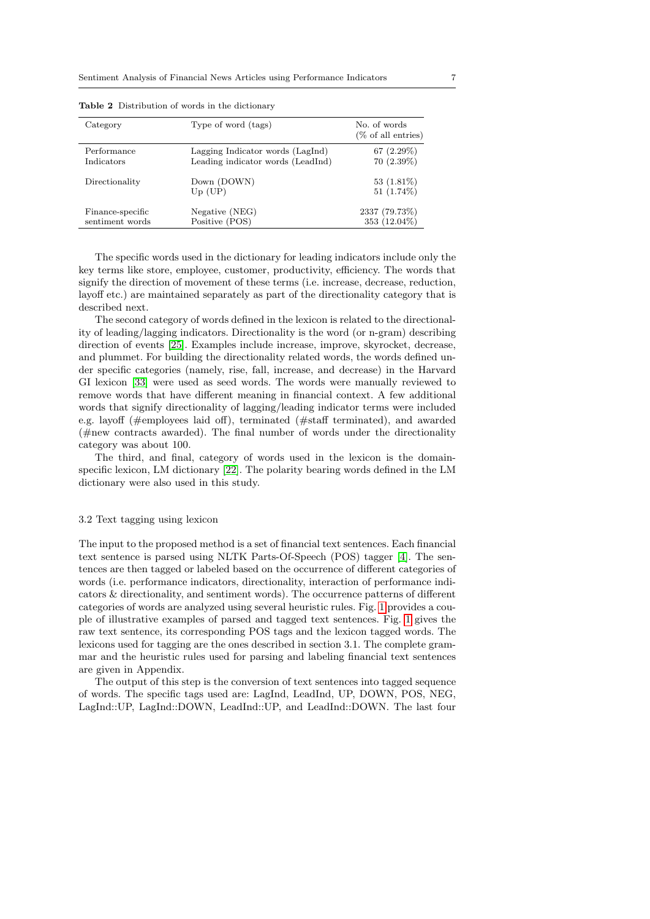**Table 2** Distribution of words in the dictionary

| Category | Type of word (tags) | No. of words (% of all entries) |
|---|---|---|
| Performance Indicators | Lagging Indicator words (LagInd) | 67 (2.29%) |
| | Leading indicator words (LeadInd) | 70 (2.39%) |
| Directionality | Down (DOWN) | 53 (1.81%) |
| | Up (UP) | 51 (1.74%) |
| Finance-specific sentiment words | Negative (NEG) | 2337 (79.73%) |
| | Positive (POS) | 353 (12.04%) |

The specific words used in the dictionary for leading indicators include only the key terms like store, employee, customer, productivity, efficiency. The words that signify the direction of movement of these terms (i.e. increase, decrease, reduction, layoff etc.) are maintained separately as part of the directionality category that is described next.

The second category of words defined in the lexicon is related to the directionality of leading/lagging indicators. Directionality is the word (or n-gram) describing direction of events [25]. Examples include increase, improve, skyrocket, decrease, and plummet. For building the directionality related words, the words defined under specific categories (namely, rise, fall, increase, and decrease) in the Harvard GI lexicon [33] were used as seed words. The words were manually reviewed to remove words that have different meaning in financial context. A few additional words that signify directionality of lagging/leading indicator terms were included e.g. layoff (#employees laid off), terminated (#staff terminated), and awarded (#new contracts awarded). The final number of words under the directionality category was about 100.

The third, and final, category of words used in the lexicon is the domain-specific lexicon, LM dictionary [22]. The polarity bearing words defined in the LM dictionary were also used in this study.

### 3.2 Text tagging using lexicon

The input to the proposed method is a set of financial text sentences. Each financial text sentence is parsed using NLTK Parts-Of-Speech (POS) tagger [4]. The sentences are then tagged or labeled based on the occurrence of different categories of words (i.e. performance indicators, directionality, interaction of performance indicators & directionality, and sentiment words). The occurrence patterns of different categories of words are analyzed using several heuristic rules. Fig. 1 provides a couple of illustrative examples of parsed and tagged text sentences. Fig. 1 gives the raw text sentence, its corresponding POS tags and the lexicon tagged words. The lexicons used for tagging are the ones described in section 3.1. The complete grammar and the heuristic rules used for parsing and labeling financial text sentences are given in Appendix.

The output of this step is the conversion of text sentences into tagged sequence of words. The specific tags used are: LagInd, LeadInd, UP, DOWN, POS, NEG, LagInd::UP, LagInd::DOWN, LeadInd::UP, and LeadInd::DOWN. The last four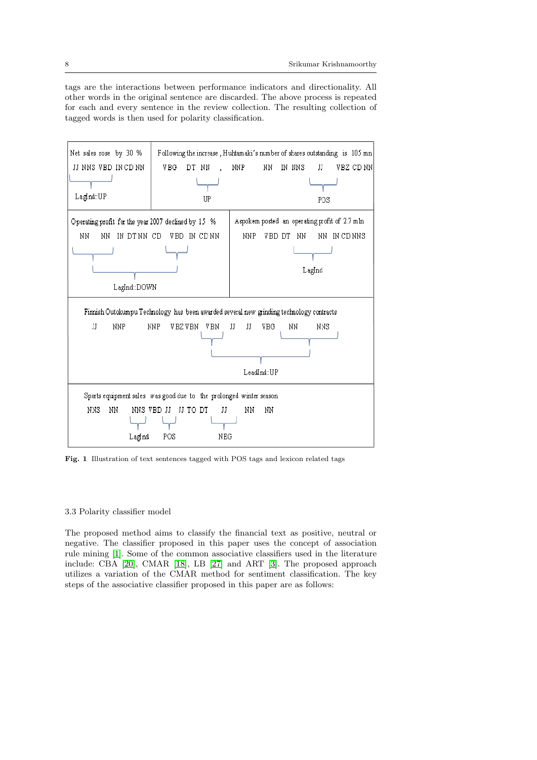tags are the interactions between performance indicators and directionality. All other words in the original sentence are discarded. The above process is repeated for each and every sentence in the review collection. The resulting collection of tagged words is then used for polarity classification.

**Fig. 1** Illustration of text sentences tagged with POS tags and lexicon related tags

### 3.3 Polarity classifier model

The proposed method aims to classify the financial text as positive, neutral or negative. The classifier proposed in this paper uses the concept of association rule mining [1]. Some of the common associative classifiers used in the literature include: CBA [20], CMAR [18], LB [27] and ART [3]. The proposed approach utilizes a variation of the CMAR method for sentiment classification. The key steps of the associative classifier proposed in this paper are as follows: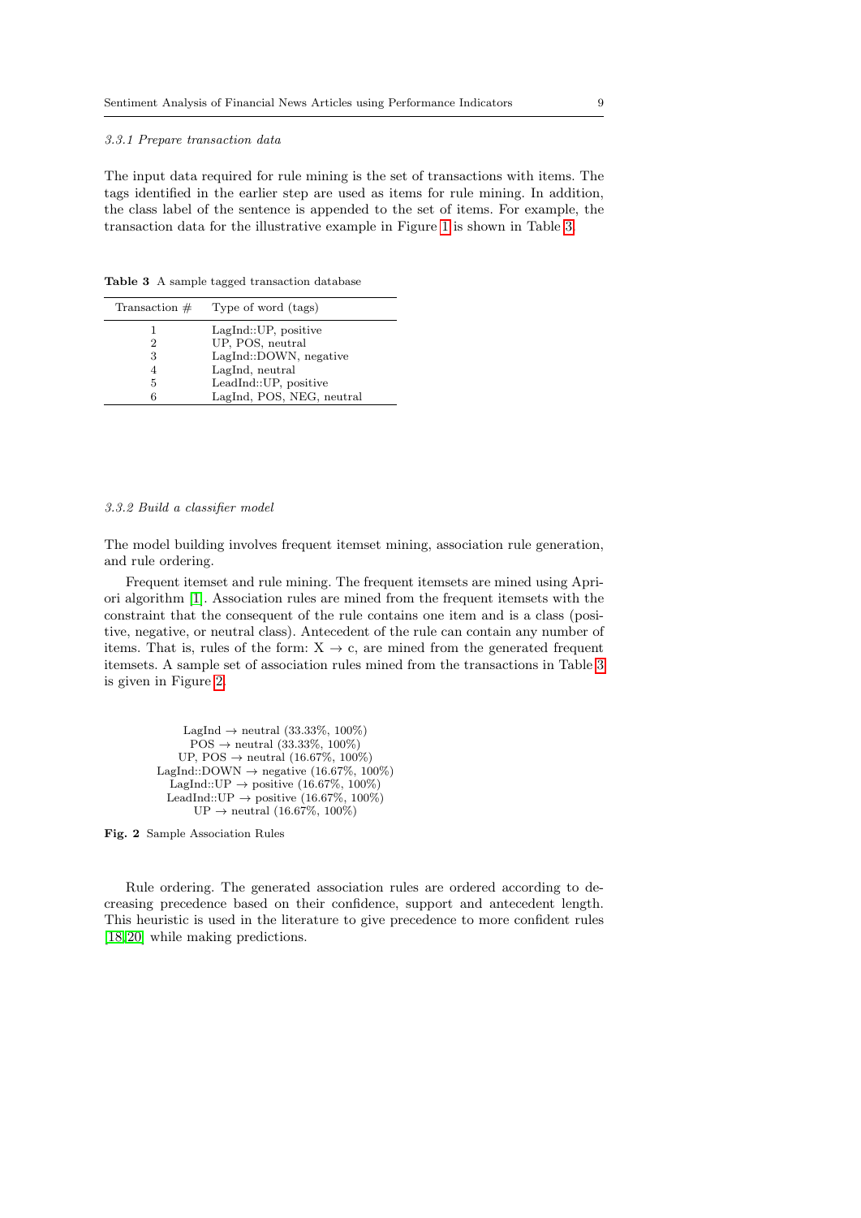#### 3.3.1 Prepare transaction data

The input data required for rule mining is the set of transactions with items. The tags identified in the earlier step are used as items for rule mining. In addition, the class label of the sentence is appended to the set of items. For example, the transaction data for the illustrative example in Figure 1 is shown in Table 3.

**Table 3** A sample tagged transaction database

| Transaction # | Type of word (tags) |
|---|---|
| 1 | LagInd::UP, positive |
| 2 | UP, POS, neutral |
| 3 | LagInd::DOWN, negative |
| 4 | LagInd, neutral |
| 5 | LeadInd::UP, positive |
| 6 | LagInd, POS, NEG, neutral |

#### 3.3.2 Build a classifier model

The model building involves frequent itemset mining, association rule generation, and rule ordering.

Frequent itemset and rule mining. The frequent itemsets are mined using Apriori algorithm [1]. Association rules are mined from the frequent itemsets with the constraint that the consequent of the rule contains one item and is a class (positive, negative, or neutral class). Antecedent of the rule can contain any number of items. That is, rules of the form: X $\rightarrow$ c, are mined from the generated frequent itemsets. A sample set of association rules mined from the transactions in Table 3 is given in Figure 2.

LagInd $\rightarrow$ neutral (33.33%, 100%)
POS $\rightarrow$ neutral (33.33%, 100%)
UP, POS $\rightarrow$ neutral (16.67%, 100%)
LagInd::DOWN $\rightarrow$ negative (16.67%, 100%)
LagInd::UP $\rightarrow$ positive (16.67%, 100%)
LeadInd::UP $\rightarrow$ positive (16.67%, 100%)
UP $\rightarrow$ neutral (16.67%, 100%)

**Fig. 2** Sample Association Rules

Rule ordering. The generated association rules are ordered according to decreasing precedence based on their confidence, support and antecedent length. This heuristic is used in the literature to give precedence to more confident rules [18,20] while making predictions.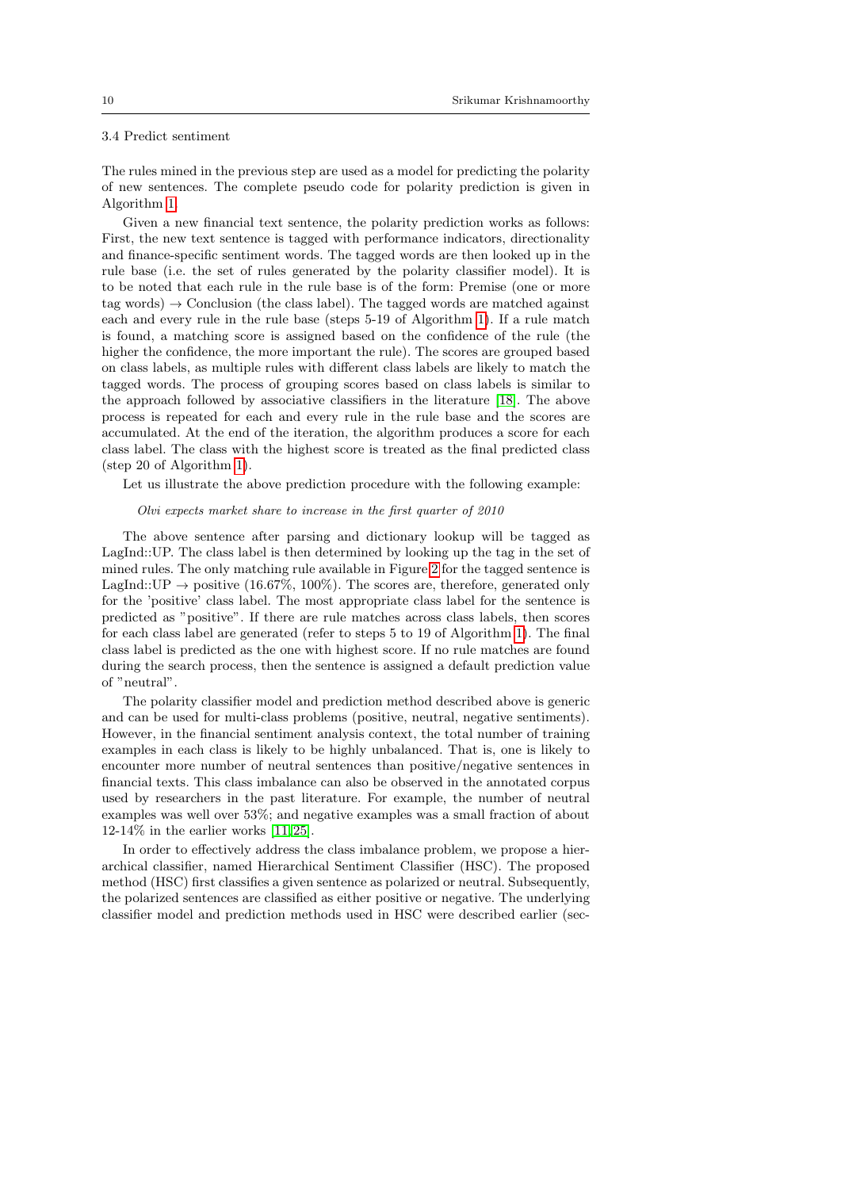### 3.4 Predict sentiment

The rules mined in the previous step are used as a model for predicting the polarity of new sentences. The complete pseudo code for polarity prediction is given in Algorithm 1.

Given a new financial text sentence, the polarity prediction works as follows: First, the new text sentence is tagged with performance indicators, directionality and finance-specific sentiment words. The tagged words are then looked up in the rule base (i.e. the set of rules generated by the polarity classifier model). It is to be noted that each rule in the rule base is of the form: Premise (one or more tag words) → Conclusion (the class label). The tagged words are matched against each and every rule in the rule base (steps 5-19 of Algorithm 1). If a rule match is found, a matching score is assigned based on the confidence of the rule (the higher the confidence, the more important the rule). The scores are grouped based on class labels, as multiple rules with different class labels are likely to match the tagged words. The process of grouping scores based on class labels is similar to the approach followed by associative classifiers in the literature [18]. The above process is repeated for each and every rule in the rule base and the scores are accumulated. At the end of the iteration, the algorithm produces a score for each class label. The class with the highest score is treated as the final predicted class (step 20 of Algorithm 1).

Let us illustrate the above prediction procedure with the following example:

*Olvi expects market share to increase in the first quarter of 2010*

The above sentence after parsing and dictionary lookup will be tagged as LagInd::UP. The class label is then determined by looking up the tag in the set of mined rules. The only matching rule available in Figure 2 for the tagged sentence is LagInd::UP → positive (16.67%, 100%). The scores are, therefore, generated only for the 'positive' class label. The most appropriate class label for the sentence is predicted as "positive". If there are rule matches across class labels, then scores for each class label are generated (refer to steps 5 to 19 of Algorithm 1). The final class label is predicted as the one with highest score. If no rule matches are found during the search process, then the sentence is assigned a default prediction value of "neutral".

The polarity classifier model and prediction method described above is generic and can be used for multi-class problems (positive, neutral, negative sentiments). However, in the financial sentiment analysis context, the total number of training examples in each class is likely to be highly unbalanced. That is, one is likely to encounter more number of neutral sentences than positive/negative sentences in financial texts. This class imbalance can also be observed in the annotated corpus used by researchers in the past literature. For example, the number of neutral examples was well over 53%; and negative examples was a small fraction of about 12-14% in the earlier works [11,25].

In order to effectively address the class imbalance problem, we propose a hierarchical classifier, named Hierarchical Sentiment Classifier (HSC). The proposed method (HSC) first classifies a given sentence as polarized or neutral. Subsequently, the polarized sentences are classified as either positive or negative. The underlying classifier model and prediction methods used in HSC were described earlier (sec-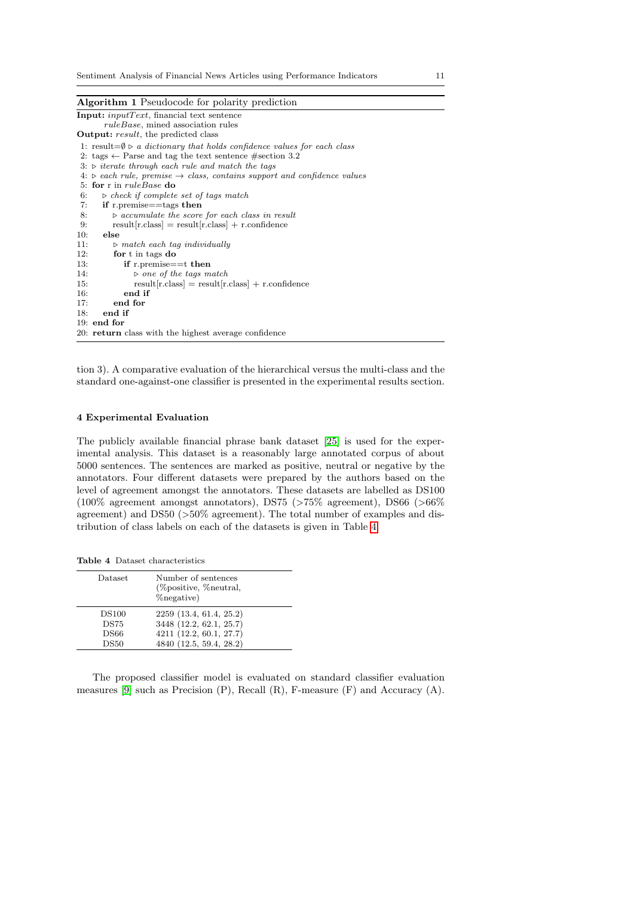**Algorithm 1** Pseudocode for polarity prediction

```
Input: inputText, financial text sentence
       ruleBase, mined association rules
Output: result, the predicted class
 1: result=∅ ▷ a dictionary that holds confidence values for each class
 2: tags ← Parse and tag the text sentence #section 3.2
 3: ▷ iterate through each rule and match the tags
 4: ▷ each rule, premise → class, contains support and confidence values
 5: for r in ruleBase do
 6:    ▷ check if complete set of tags match
 7:    if r.premise==tags then
 8:       ▷ accumulate the score for each class in result
 9:       result[r.class] = result[r.class] + r.confidence
10:    else
11:       ▷ match each tag individually
12:       for t in tags do
13:          if r.premise==t then
14:             ▷ one of the tags match
15:             result[r.class] = result[r.class] + r.confidence
16:          end if
17:       end for
18:    end if
19: end for
20: return class with the highest average confidence
```

tion 3). A comparative evaluation of the hierarchical versus the multi-class and the standard one-against-one classifier is presented in the experimental results section.

## 4 Experimental Evaluation

The publicly available financial phrase bank dataset [25] is used for the experimental analysis. This dataset is a reasonably large annotated corpus of about 5000 sentences. The sentences are marked as positive, neutral or negative by the annotators. Four different datasets were prepared by the authors based on the level of agreement amongst the annotators. These datasets are labelled as DS100 (100% agreement amongst annotators), DS75 (>75% agreement), DS66 (>66% agreement) and DS50 (>50% agreement). The total number of examples and distribution of class labels on each of the datasets is given in Table 4.

**Table 4** Dataset characteristics

| Dataset | Number of sentences (%positive, %neutral, %negative) |
|---|---|
| DS100 | 2259 (13.4, 61.4, 25.2) |
| DS75 | 3448 (12.2, 62.1, 25.7) |
| DS66 | 4211 (12.2, 60.1, 27.7) |
| DS50 | 4840 (12.5, 59.4, 28.2) |

The proposed classifier model is evaluated on standard classifier evaluation measures [9] such as Precision (P), Recall (R), F-measure (F) and Accuracy (A).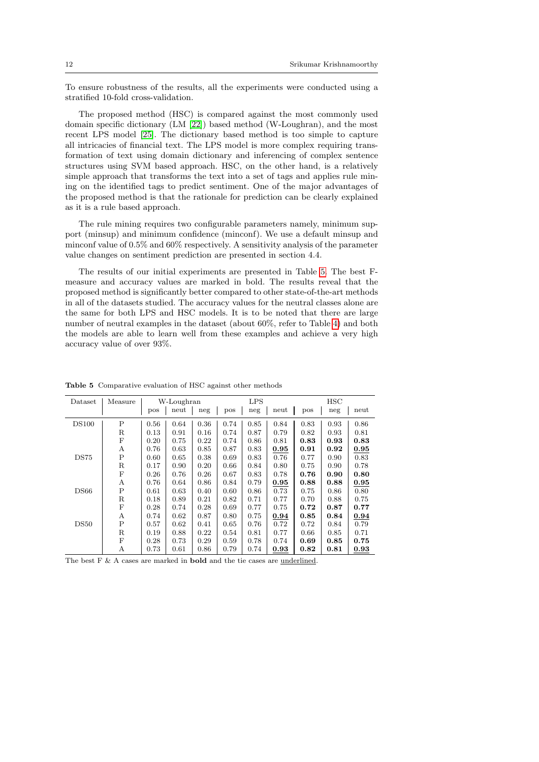To ensure robustness of the results, all the experiments were conducted using a stratified 10-fold cross-validation.

The proposed method (HSC) is compared against the most commonly used domain specific dictionary (LM [22]) based method (W-Loughran), and the most recent LPS model [25]. The dictionary based method is too simple to capture all intricacies of financial text. The LPS model is more complex requiring transformation of text using domain dictionary and inferencing of complex sentence structures using SVM based approach. HSC, on the other hand, is a relatively simple approach that transforms the text into a set of tags and applies rule mining on the identified tags to predict sentiment. One of the major advantages of the proposed method is that the rationale for prediction can be clearly explained as it is a rule based approach.

The rule mining requires two configurable parameters namely, minimum support (minsup) and minimum confidence (minconf). We use a default minsup and minconf value of 0.5% and 60% respectively. A sensitivity analysis of the parameter value changes on sentiment prediction are presented in section 4.4.

The results of our initial experiments are presented in Table 5. The best F-measure and accuracy values are marked in bold. The results reveal that the proposed method is significantly better compared to other state-of-the-art methods in all of the datasets studied. The accuracy values for the neutral classes alone are the same for both LPS and HSC models. It is to be noted that there are large number of neutral examples in the dataset (about 60%, refer to Table 4) and both the models are able to learn well from these examples and achieve a very high accuracy value of over 93%.

**Table 5** Comparative evaluation of HSC against other methods

| Dataset | Measure | W-Loughran | | | LPS | | | HSC | | |
|---|---|---|---|---|---|---|---|---|---|---|
| | | pos | neut | neg | pos | neg | neut | pos | neg | neut |
| DS100 | P | 0.56 | 0.64 | 0.36 | 0.74 | 0.85 | 0.84 | 0.83 | 0.93 | 0.86 |
| | R | 0.13 | 0.91 | 0.16 | 0.74 | 0.87 | 0.79 | 0.82 | 0.93 | 0.81 |
| | F | 0.20 | 0.75 | 0.22 | 0.74 | 0.86 | 0.81 | **0.83** | **0.93** | **0.83** |
| | A | 0.76 | 0.63 | 0.85 | 0.87 | 0.83 | <u>**0.95**</u> | **0.91** | **0.92** | <u>**0.95**</u> |
| DS75 | P | 0.60 | 0.65 | 0.38 | 0.69 | 0.83 | 0.76 | 0.77 | 0.90 | 0.83 |
| | R | 0.17 | 0.90 | 0.20 | 0.66 | 0.84 | 0.80 | 0.75 | 0.90 | 0.78 |
| | F | 0.26 | 0.76 | 0.26 | 0.67 | 0.83 | 0.78 | **0.76** | **0.90** | **0.80** |
| | A | 0.76 | 0.64 | 0.86 | 0.84 | 0.79 | <u>**0.95**</u> | **0.88** | **0.88** | <u>**0.95**</u> |
| DS66 | P | 0.61 | 0.63 | 0.40 | 0.60 | 0.86 | 0.73 | 0.75 | 0.86 | 0.80 |
| | R | 0.18 | 0.89 | 0.21 | 0.82 | 0.71 | 0.77 | 0.70 | 0.88 | 0.75 |
| | F | 0.28 | 0.74 | 0.28 | 0.69 | 0.77 | 0.75 | **0.72** | **0.87** | **0.77** |
| | A | 0.74 | 0.62 | 0.87 | 0.80 | 0.75 | <u>**0.94**</u> | **0.85** | **0.84** | <u>**0.94**</u> |
| DS50 | P | 0.57 | 0.62 | 0.41 | 0.65 | 0.76 | 0.72 | 0.72 | 0.84 | 0.79 |
| | R | 0.19 | 0.88 | 0.22 | 0.54 | 0.81 | 0.77 | 0.66 | 0.85 | 0.71 |
| | F | 0.28 | 0.73 | 0.29 | 0.59 | 0.78 | 0.74 | **0.69** | **0.85** | **0.75** |
| | A | 0.73 | 0.61 | 0.86 | 0.79 | 0.74 | <u>**0.93**</u> | **0.82** | **0.81** | <u>**0.93**</u> |

The best F & A cases are marked in **bold** and the tie cases are <u>underlined</u>.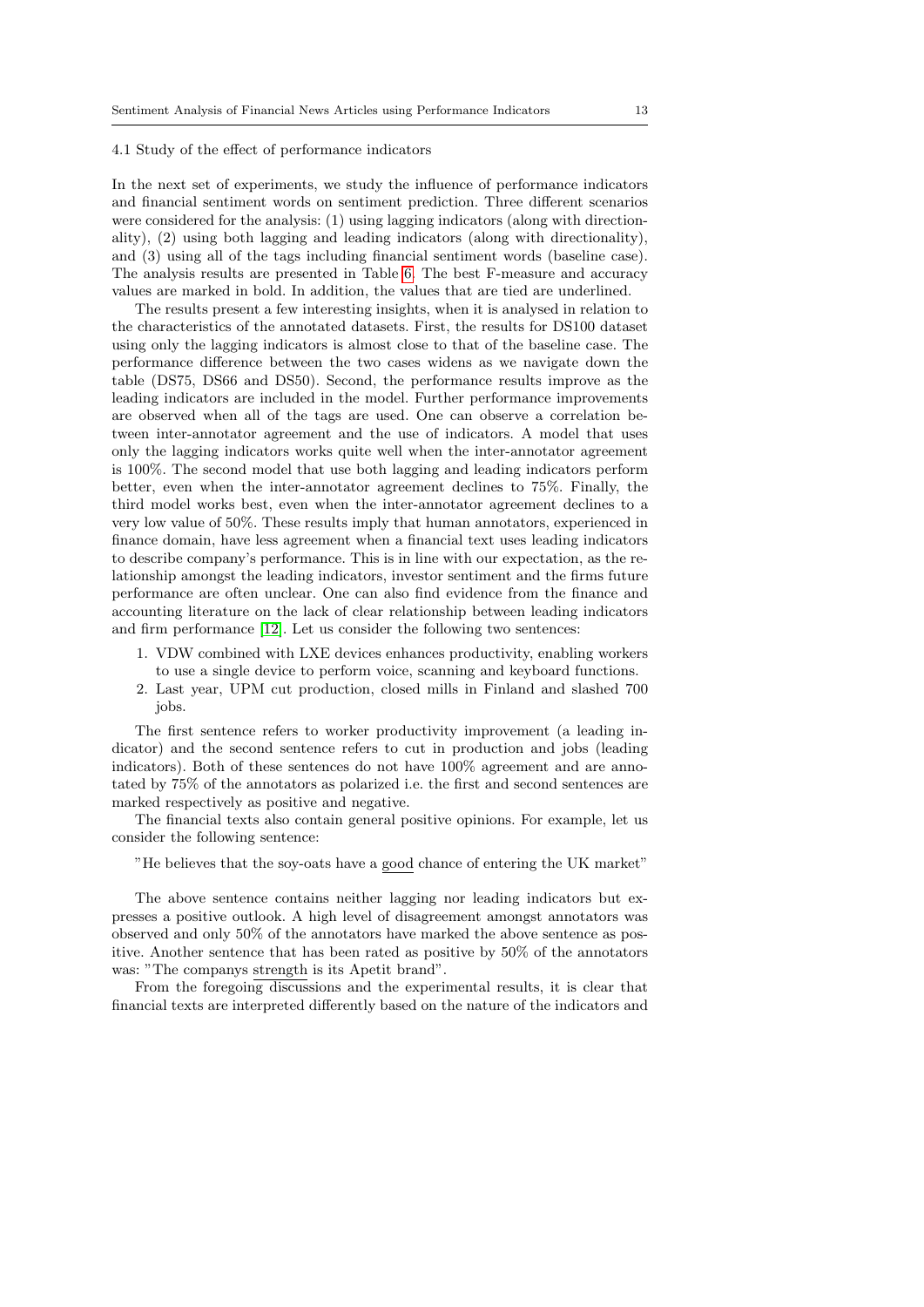### 4.1 Study of the effect of performance indicators

In the next set of experiments, we study the influence of performance indicators and financial sentiment words on sentiment prediction. Three different scenarios were considered for the analysis: (1) using lagging indicators (along with directionality), (2) using both lagging and leading indicators (along with directionality), and (3) using all of the tags including financial sentiment words (baseline case). The analysis results are presented in Table 6. The best F-measure and accuracy values are marked in bold. In addition, the values that are tied are underlined.

The results present a few interesting insights, when it is analysed in relation to the characteristics of the annotated datasets. First, the results for DS100 dataset using only the lagging indicators is almost close to that of the baseline case. The performance difference between the two cases widens as we navigate down the table (DS75, DS66 and DS50). Second, the performance results improve as the leading indicators are included in the model. Further performance improvements are observed when all of the tags are used. One can observe a correlation between inter-annotator agreement and the use of indicators. A model that uses only the lagging indicators works quite well when the inter-annotator agreement is 100%. The second model that use both lagging and leading indicators perform better, even when the inter-annotator agreement declines to 75%. Finally, the third model works best, even when the inter-annotator agreement declines to a very low value of 50%. These results imply that human annotators, experienced in finance domain, have less agreement when a financial text uses leading indicators to describe company's performance. This is in line with our expectation, as the relationship amongst the leading indicators, investor sentiment and the firms future performance are often unclear. One can also find evidence from the finance and accounting literature on the lack of clear relationship between leading indicators and firm performance [12]. Let us consider the following two sentences:

1. VDW combined with LXE devices enhances productivity, enabling workers to use a single device to perform voice, scanning and keyboard functions.
2. Last year, UPM cut production, closed mills in Finland and slashed 700 jobs.

The first sentence refers to worker productivity improvement (a leading indicator) and the second sentence refers to cut in production and jobs (leading indicators). Both of these sentences do not have 100% agreement and are annotated by 75% of the annotators as polarized i.e. the first and second sentences are marked respectively as positive and negative.

The financial texts also contain general positive opinions. For example, let us consider the following sentence:

"He believes that the soy-oats have a good chance of entering the UK market"

The above sentence contains neither lagging nor leading indicators but expresses a positive outlook. A high level of disagreement amongst annotators was observed and only 50% of the annotators have marked the above sentence as positive. Another sentence that has been rated as positive by 50% of the annotators was: "The companys strength is its Apetit brand".

From the foregoing discussions and the experimental results, it is clear that financial texts are interpreted differently based on the nature of the indicators and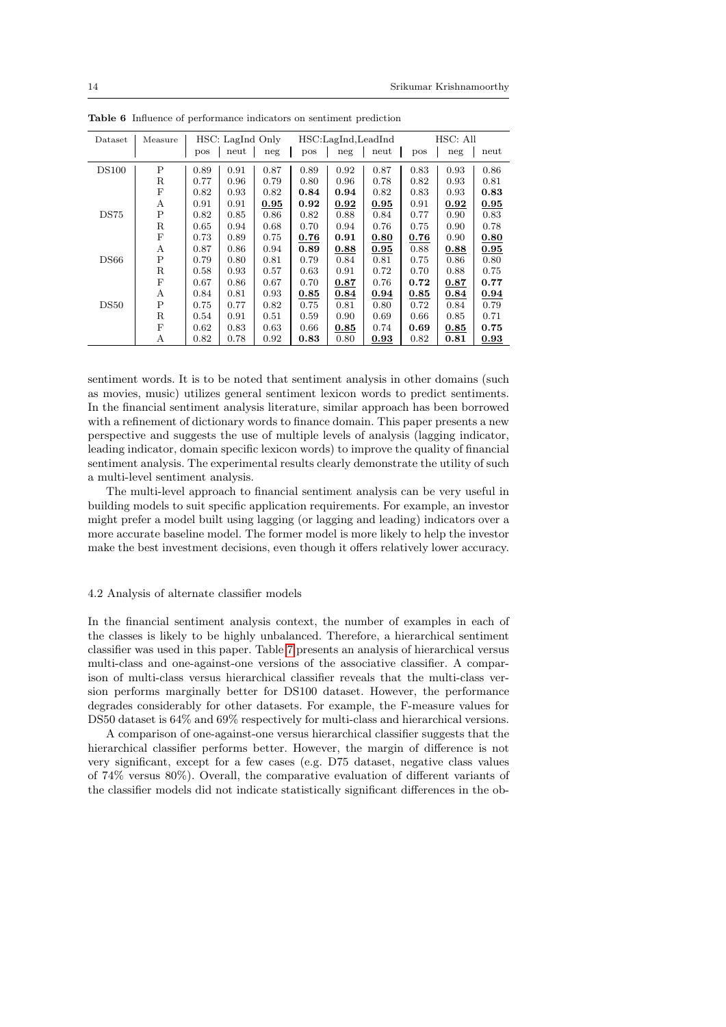**Table 6** Influence of performance indicators on sentiment prediction

| Dataset | Measure | HSC: LagInd Only | | | HSC:LagInd,LeadInd | | | HSC: All | | |
|---|---|---|---|---|---|---|---|---|---|---|
| | | pos | neut | neg | pos | neg | neut | pos | neg | neut |
| DS100 | P | 0.89 | 0.91 | 0.87 | 0.89 | 0.92 | 0.87 | 0.83 | 0.93 | 0.86 |
| | R | 0.77 | 0.96 | 0.79 | 0.80 | 0.96 | 0.78 | 0.82 | 0.93 | 0.81 |
| | F | 0.82 | 0.93 | 0.82 | **0.84** | **0.94** | 0.82 | 0.83 | 0.93 | **0.83** |
| | A | 0.91 | 0.91 | **<u>0.95</u>** | **0.92** | **<u>0.92</u>** | **<u>0.95</u>** | 0.91 | **<u>0.92</u>** | **<u>0.95</u>** |
| DS75 | P | 0.82 | 0.85 | 0.86 | 0.82 | 0.88 | 0.84 | 0.77 | 0.90 | 0.83 |
| | R | 0.65 | 0.94 | 0.68 | 0.70 | 0.94 | 0.76 | 0.75 | 0.90 | 0.78 |
| | F | 0.73 | 0.89 | 0.75 | **<u>0.76</u>** | **0.91** | **<u>0.80</u>** | **<u>0.76</u>** | 0.90 | **<u>0.80</u>** |
| | A | 0.87 | 0.86 | 0.94 | **0.89** | **<u>0.88</u>** | **<u>0.95</u>** | 0.88 | **<u>0.88</u>** | **<u>0.95</u>** |
| DS66 | P | 0.79 | 0.80 | 0.81 | 0.79 | 0.84 | 0.81 | 0.75 | 0.86 | 0.80 |
| | R | 0.58 | 0.93 | 0.57 | 0.63 | 0.91 | 0.72 | 0.70 | 0.88 | 0.75 |
| | F | 0.67 | 0.86 | 0.67 | 0.70 | **<u>0.87</u>** | 0.76 | **0.72** | **<u>0.87</u>** | **0.77** |
| | A | 0.84 | 0.81 | 0.93 | **<u>0.85</u>** | **<u>0.84</u>** | **<u>0.94</u>** | **<u>0.85</u>** | **<u>0.84</u>** | **<u>0.94</u>** |
| DS50 | P | 0.75 | 0.77 | 0.82 | 0.75 | 0.81 | 0.80 | 0.72 | 0.84 | 0.79 |
| | R | 0.54 | 0.91 | 0.51 | 0.59 | 0.90 | 0.69 | 0.66 | 0.85 | 0.71 |
| | F | 0.62 | 0.83 | 0.63 | 0.66 | **<u>0.85</u>** | 0.74 | **0.69** | **<u>0.85</u>** | **0.75** |
| | A | 0.82 | 0.78 | 0.92 | **0.83** | 0.80 | **<u>0.93</u>** | 0.82 | **0.81** | **<u>0.93</u>** |

sentiment words. It is to be noted that sentiment analysis in other domains (such as movies, music) utilizes general sentiment lexicon words to predict sentiments. In the financial sentiment analysis literature, similar approach has been borrowed with a refinement of dictionary words to finance domain. This paper presents a new perspective and suggests the use of multiple levels of analysis (lagging indicator, leading indicator, domain specific lexicon words) to improve the quality of financial sentiment analysis. The experimental results clearly demonstrate the utility of such a multi-level sentiment analysis.

The multi-level approach to financial sentiment analysis can be very useful in building models to suit specific application requirements. For example, an investor might prefer a model built using lagging (or lagging and leading) indicators over a more accurate baseline model. The former model is more likely to help the investor make the best investment decisions, even though it offers relatively lower accuracy.

### 4.2 Analysis of alternate classifier models

In the financial sentiment analysis context, the number of examples in each of the classes is likely to be highly unbalanced. Therefore, a hierarchical sentiment classifier was used in this paper. Table 7 presents an analysis of hierarchical versus multi-class and one-against-one versions of the associative classifier. A comparison of multi-class versus hierarchical classifier reveals that the multi-class version performs marginally better for DS100 dataset. However, the performance degrades considerably for other datasets. For example, the F-measure values for DS50 dataset is 64% and 69% respectively for multi-class and hierarchical versions.

A comparison of one-against-one versus hierarchical classifier suggests that the hierarchical classifier performs better. However, the margin of difference is not very significant, except for a few cases (e.g. D75 dataset, negative class values of 74% versus 80%). Overall, the comparative evaluation of different variants of the classifier models did not indicate statistically significant differences in the ob-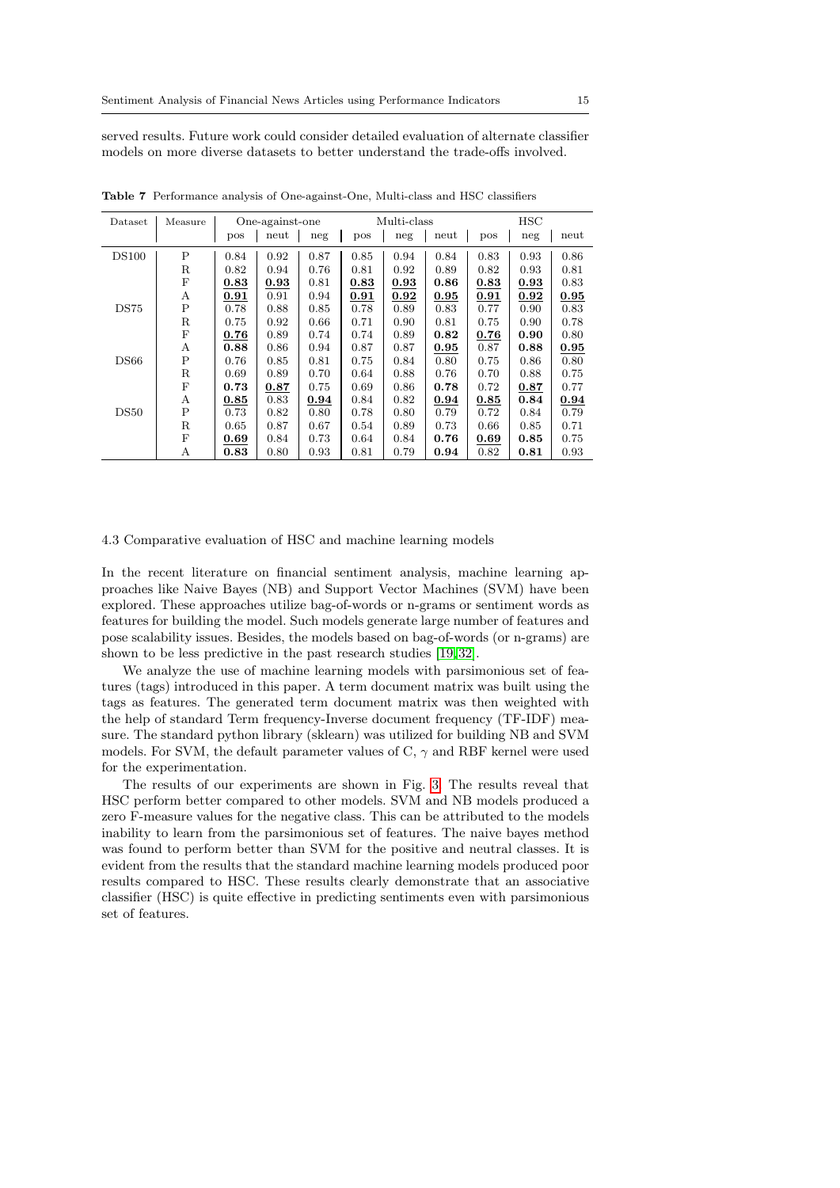served results. Future work could consider detailed evaluation of alternate classifier models on more diverse datasets to better understand the trade-offs involved.

**Table 7** Performance analysis of One-against-One, Multi-class and HSC classifiers

| Dataset | Measure | One-against-one | | | Multi-class | | | HSC | | |
|---|---|---|---|---|---|---|---|---|---|---|
| | | pos | neut | neg | pos | neg | neut | pos | neg | neut |
| DS100 | P | 0.84 | 0.92 | 0.87 | 0.85 | 0.94 | 0.84 | 0.83 | 0.93 | 0.86 |
| | R | 0.82 | 0.94 | 0.76 | 0.81 | 0.92 | 0.89 | 0.82 | 0.93 | 0.81 |
| | F | **0.83** | **0.93** | 0.81 | **0.83** | **0.93** | **0.86** | **0.83** | **0.93** | 0.83 |
| | A | **0.91** | 0.91 | 0.94 | **0.91** | **0.92** | **0.95** | **0.91** | **0.92** | **0.95** |
| DS75 | P | 0.78 | 0.88 | 0.85 | 0.78 | 0.89 | 0.83 | 0.77 | 0.90 | 0.83 |
| | R | 0.75 | 0.92 | 0.66 | 0.71 | 0.90 | 0.81 | 0.75 | 0.90 | 0.78 |
| | F | **0.76** | 0.89 | 0.74 | 0.74 | 0.89 | **0.82** | **0.76** | **0.90** | 0.80 |
| | A | **0.88** | 0.86 | 0.94 | 0.87 | 0.87 | **0.95** | 0.87 | **0.88** | **0.95** |
| DS66 | P | 0.76 | 0.85 | 0.81 | 0.75 | 0.84 | 0.80 | 0.75 | 0.86 | 0.80 |
| | R | 0.69 | 0.89 | 0.70 | 0.64 | 0.88 | 0.76 | 0.70 | 0.88 | 0.75 |
| | F | **0.73** | **0.87** | 0.75 | 0.69 | 0.86 | **0.78** | 0.72 | **0.87** | 0.77 |
| | A | **0.85** | 0.83 | **0.94** | 0.84 | 0.82 | **0.94** | **0.85** | **0.84** | **0.94** |
| DS50 | P | 0.73 | 0.82 | 0.80 | 0.78 | 0.80 | 0.79 | 0.72 | 0.84 | 0.79 |
| | R | 0.65 | 0.87 | 0.67 | 0.54 | 0.89 | 0.73 | 0.66 | 0.85 | 0.71 |
| | F | **0.69** | 0.84 | 0.73 | 0.64 | 0.84 | **0.76** | **0.69** | **0.85** | 0.75 |
| | A | **0.83** | 0.80 | 0.93 | 0.81 | 0.79 | **0.94** | 0.82 | **0.81** | 0.93 |

### 4.3 Comparative evaluation of HSC and machine learning models

In the recent literature on financial sentiment analysis, machine learning approaches like Naive Bayes (NB) and Support Vector Machines (SVM) have been explored. These approaches utilize bag-of-words or n-grams or sentiment words as features for building the model. Such models generate large number of features and pose scalability issues. Besides, the models based on bag-of-words (or n-grams) are shown to be less predictive in the past research studies [19,32].

We analyze the use of machine learning models with parsimonious set of features (tags) introduced in this paper. A term document matrix was built using the tags as features. The generated term document matrix was then weighted with the help of standard Term frequency-Inverse document frequency (TF-IDF) measure. The standard python library (sklearn) was utilized for building NB and SVM models. For SVM, the default parameter values of C, $\gamma$ and RBF kernel were used for the experimentation.

The results of our experiments are shown in Fig. 3. The results reveal that HSC perform better compared to other models. SVM and NB models produced a zero F-measure values for the negative class. This can be attributed to the models inability to learn from the parsimonious set of features. The naive bayes method was found to perform better than SVM for the positive and neutral classes. It is evident from the results that the standard machine learning models produced poor results compared to HSC. These results clearly demonstrate that an associative classifier (HSC) is quite effective in predicting sentiments even with parsimonious set of features.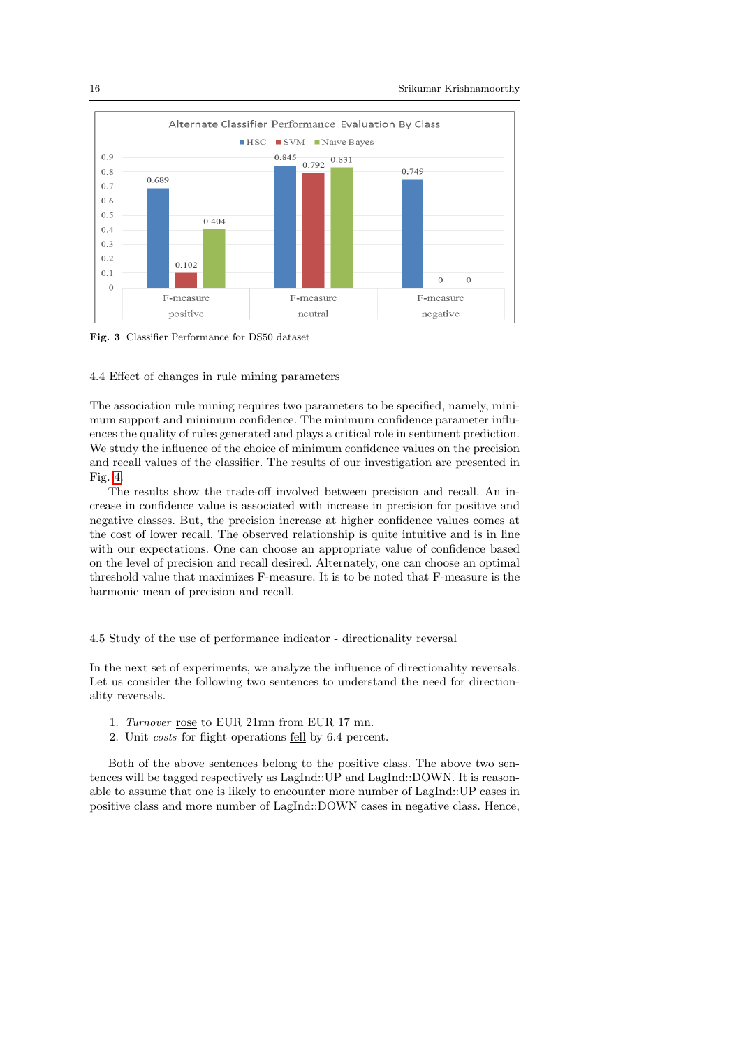Alternate Classifier Performance Evaluation By Class

| | HSC | SVM | Naïve Bayes |
|---|---|---|---|
| F-measure positive | 0.689 | 0.102 | 0.404 |
| F-measure neutral | 0.845 | 0.792 | 0.831 |
| F-measure negative | 0.749 | 0 | 0 |

**Fig. 3** Classifier Performance for DS50 dataset

### 4.4 Effect of changes in rule mining parameters

The association rule mining requires two parameters to be specified, namely, minimum support and minimum confidence. The minimum confidence parameter influences the quality of rules generated and plays a critical role in sentiment prediction. We study the influence of the choice of minimum confidence values on the precision and recall values of the classifier. The results of our investigation are presented in Fig. 4.

The results show the trade-off involved between precision and recall. An increase in confidence value is associated with increase in precision for positive and negative classes. But, the precision increase at higher confidence values comes at the cost of lower recall. The observed relationship is quite intuitive and is in line with our expectations. One can choose an appropriate value of confidence based on the level of precision and recall desired. Alternately, one can choose an optimal threshold value that maximizes F-measure. It is to be noted that F-measure is the harmonic mean of precision and recall.

### 4.5 Study of the use of performance indicator - directionality reversal

In the next set of experiments, we analyze the influence of directionality reversals. Let us consider the following two sentences to understand the need for directionality reversals.

1. *Turnover* rose to EUR 21mn from EUR 17 mn.
2. Unit *costs* for flight operations fell by 6.4 percent.

Both of the above sentences belong to the positive class. The above two sentences will be tagged respectively as LagInd::UP and LagInd::DOWN. It is reasonable to assume that one is likely to encounter more number of LagInd::UP cases in positive class and more number of LagInd::DOWN cases in negative class. Hence,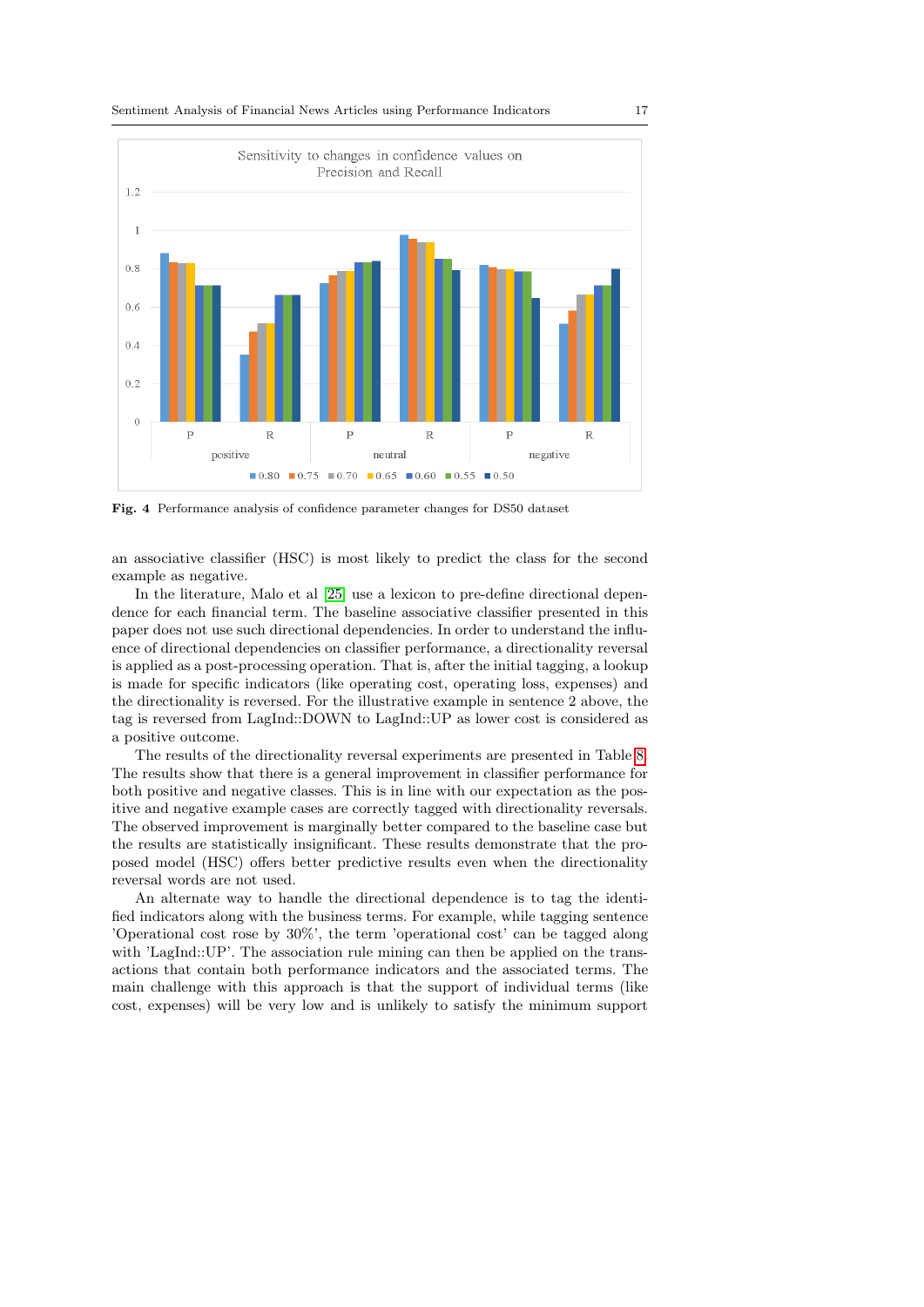**Fig. 4** Performance analysis of confidence parameter changes for DS50 dataset

an associative classifier (HSC) is most likely to predict the class for the second example as negative.

In the literature, Malo et al [25] use a lexicon to pre-define directional dependence for each financial term. The baseline associative classifier presented in this paper does not use such directional dependencies. In order to understand the influence of directional dependencies on classifier performance, a directionality reversal is applied as a post-processing operation. That is, after the initial tagging, a lookup is made for specific indicators (like operating cost, operating loss, expenses) and the directionality is reversed. For the illustrative example in sentence 2 above, the tag is reversed from LagInd::DOWN to LagInd::UP as lower cost is considered as a positive outcome.

The results of the directionality reversal experiments are presented in Table 8. The results show that there is a general improvement in classifier performance for both positive and negative classes. This is in line with our expectation as the positive and negative example cases are correctly tagged with directionality reversals. The observed improvement is marginally better compared to the baseline case but the results are statistically insignificant. These results demonstrate that the proposed model (HSC) offers better predictive results even when the directionality reversal words are not used.

An alternate way to handle the directional dependence is to tag the identified indicators along with the business terms. For example, while tagging sentence 'Operational cost rose by 30%', the term 'operational cost' can be tagged along with 'LagInd::UP'. The association rule mining can then be applied on the transactions that contain both performance indicators and the associated terms. The main challenge with this approach is that the support of individual terms (like cost, expenses) will be very low and is unlikely to satisfy the minimum support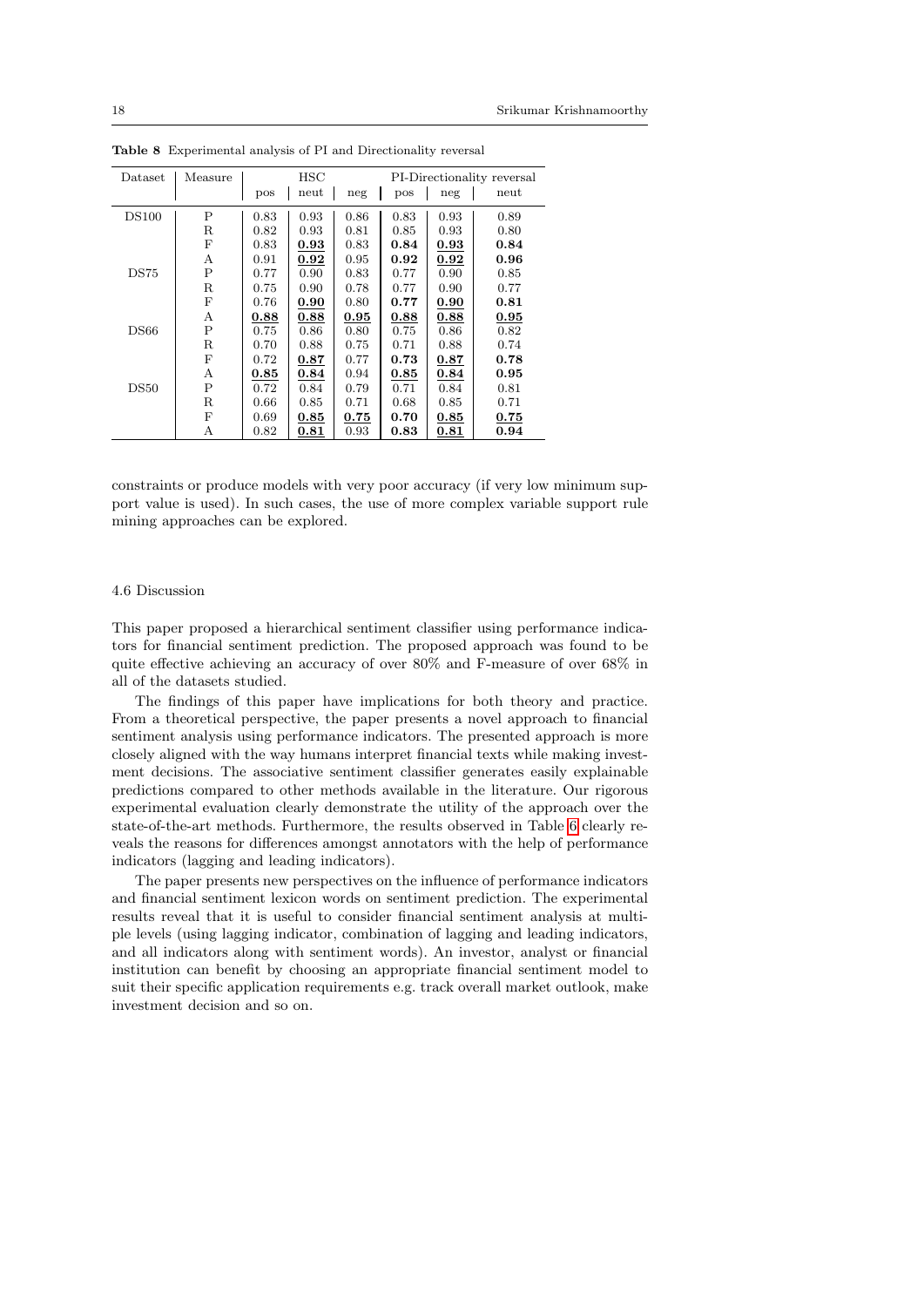**Table 8** Experimental analysis of PI and Directionality reversal

| Dataset | Measure | HSC | | | PI-Directionality reversal | | |
|---|---|---|---|---|---|---|---|
| | | pos | neut | neg | pos | neg | neut |
| DS100 | P | 0.83 | 0.93 | 0.86 | 0.83 | 0.93 | 0.89 |
| | R | 0.82 | 0.93 | 0.81 | 0.85 | 0.93 | 0.80 |
| | F | 0.83 | **0.93** | 0.83 | **0.84** | **0.93** | **0.84** |
| | A | 0.91 | **0.92** | 0.95 | **0.92** | **0.92** | **0.96** |
| DS75 | P | 0.77 | 0.90 | 0.83 | 0.77 | 0.90 | 0.85 |
| | R | 0.75 | 0.90 | 0.78 | 0.77 | 0.90 | 0.77 |
| | F | 0.76 | **0.90** | 0.80 | **0.77** | **0.90** | **0.81** |
| | A | **0.88** | **0.88** | **0.95** | **0.88** | **0.88** | **0.95** |
| DS66 | P | 0.75 | 0.86 | 0.80 | 0.75 | 0.86 | 0.82 |
| | R | 0.70 | 0.88 | 0.75 | 0.71 | 0.88 | 0.74 |
| | F | 0.72 | **0.87** | 0.77 | **0.73** | **0.87** | **0.78** |
| | A | **0.85** | **0.84** | 0.94 | **0.85** | **0.84** | **0.95** |
| DS50 | P | 0.72 | 0.84 | 0.79 | 0.71 | 0.84 | 0.81 |
| | R | 0.66 | 0.85 | 0.71 | 0.68 | 0.85 | 0.71 |
| | F | 0.69 | **0.85** | **0.75** | **0.70** | **0.85** | **0.75** |
| | A | 0.82 | **0.81** | 0.93 | **0.83** | **0.81** | **0.94** |

constraints or produce models with very poor accuracy (if very low minimum support value is used). In such cases, the use of more complex variable support rule mining approaches can be explored.

### 4.6 Discussion

This paper proposed a hierarchical sentiment classifier using performance indicators for financial sentiment prediction. The proposed approach was found to be quite effective achieving an accuracy of over 80% and F-measure of over 68% in all of the datasets studied.

The findings of this paper have implications for both theory and practice. From a theoretical perspective, the paper presents a novel approach to financial sentiment analysis using performance indicators. The presented approach is more closely aligned with the way humans interpret financial texts while making investment decisions. The associative sentiment classifier generates easily explainable predictions compared to other methods available in the literature. Our rigorous experimental evaluation clearly demonstrate the utility of the approach over the state-of-the-art methods. Furthermore, the results observed in Table 6 clearly reveals the reasons for differences amongst annotators with the help of performance indicators (lagging and leading indicators).

The paper presents new perspectives on the influence of performance indicators and financial sentiment lexicon words on sentiment prediction. The experimental results reveal that it is useful to consider financial sentiment analysis at multiple levels (using lagging indicator, combination of lagging and leading indicators, and all indicators along with sentiment words). An investor, analyst or financial institution can benefit by choosing an appropriate financial sentiment model to suit their specific application requirements e.g. track overall market outlook, make investment decision and so on.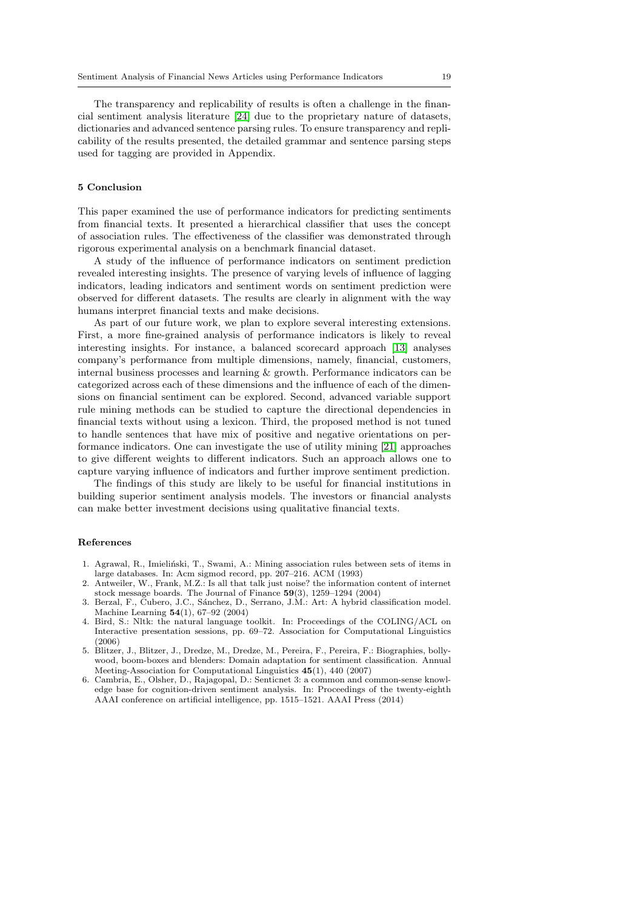The transparency and replicability of results is often a challenge in the financial sentiment analysis literature [24] due to the proprietary nature of datasets, dictionaries and advanced sentence parsing rules. To ensure transparency and replicability of the results presented, the detailed grammar and sentence parsing steps used for tagging are provided in Appendix.

## 5 Conclusion

This paper examined the use of performance indicators for predicting sentiments from financial texts. It presented a hierarchical classifier that uses the concept of association rules. The effectiveness of the classifier was demonstrated through rigorous experimental analysis on a benchmark financial dataset.

A study of the influence of performance indicators on sentiment prediction revealed interesting insights. The presence of varying levels of influence of lagging indicators, leading indicators and sentiment words on sentiment prediction were observed for different datasets. The results are clearly in alignment with the way humans interpret financial texts and make decisions.

As part of our future work, we plan to explore several interesting extensions. First, a more fine-grained analysis of performance indicators is likely to reveal interesting insights. For instance, a balanced scorecard approach [13] analyses company's performance from multiple dimensions, namely, financial, customers, internal business processes and learning & growth. Performance indicators can be categorized across each of these dimensions and the influence of each of the dimensions on financial sentiment can be explored. Second, advanced variable support rule mining methods can be studied to capture the directional dependencies in financial texts without using a lexicon. Third, the proposed method is not tuned to handle sentences that have mix of positive and negative orientations on performance indicators. One can investigate the use of utility mining [21] approaches to give different weights to different indicators. Such an approach allows one to capture varying influence of indicators and further improve sentiment prediction.

The findings of this study are likely to be useful for financial institutions in building superior sentiment analysis models. The investors or financial analysts can make better investment decisions using qualitative financial texts.

## References

1. Agrawal, R., Imieliński, T., Swami, A.: Mining association rules between sets of items in large databases. In: Acm sigmod record, pp. 207–216. ACM (1993)
2. Antweiler, W., Frank, M.Z.: Is all that talk just noise? the information content of internet stock message boards. The Journal of Finance **59**(3), 1259–1294 (2004)
3. Berzal, F., Cubero, J.C., Sánchez, D., Serrano, J.M.: Art: A hybrid classification model. Machine Learning **54**(1), 67–92 (2004)
4. Bird, S.: Nltk: the natural language toolkit. In: Proceedings of the COLING/ACL on Interactive presentation sessions, pp. 69–72. Association for Computational Linguistics (2006)
5. Blitzer, J., Blitzer, J., Dredze, M., Dredze, M., Pereira, F., Pereira, F.: Biographies, bollywood, boom-boxes and blenders: Domain adaptation for sentiment classification. Annual Meeting-Association for Computational Linguistics **45**(1), 440 (2007)
6. Cambria, E., Olsher, D., Rajagopal, D.: Senticnet 3: a common and common-sense knowledge base for cognition-driven sentiment analysis. In: Proceedings of the twenty-eighth AAAI conference on artificial intelligence, pp. 1515–1521. AAAI Press (2014)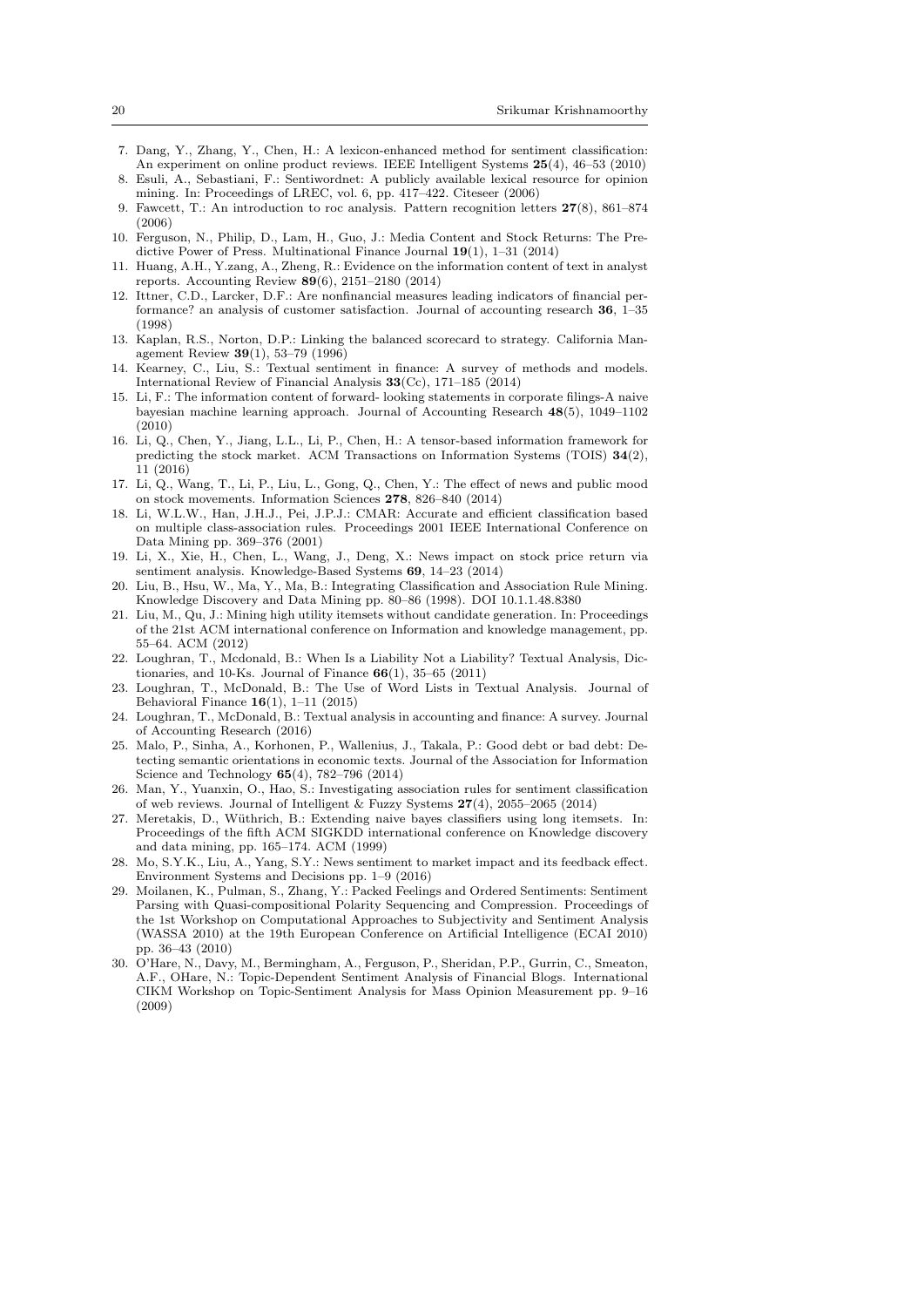7. Dang, Y., Zhang, Y., Chen, H.: A lexicon-enhanced method for sentiment classification: An experiment on online product reviews. IEEE Intelligent Systems **25**(4), 46–53 (2010)
8. Esuli, A., Sebastiani, F.: Sentiwordnet: A publicly available lexical resource for opinion mining. In: Proceedings of LREC, vol. 6, pp. 417–422. Citeseer (2006)
9. Fawcett, T.: An introduction to roc analysis. Pattern recognition letters **27**(8), 861–874 (2006)
10. Ferguson, N., Philip, D., Lam, H., Guo, J.: Media Content and Stock Returns: The Predictive Power of Press. Multinational Finance Journal **19**(1), 1–31 (2014)
11. Huang, A.H., Y.zang, A., Zheng, R.: Evidence on the information content of text in analyst reports. Accounting Review **89**(6), 2151–2180 (2014)
12. Ittner, C.D., Larcker, D.F.: Are nonfinancial measures leading indicators of financial performance? an analysis of customer satisfaction. Journal of accounting research **36**, 1–35 (1998)
13. Kaplan, R.S., Norton, D.P.: Linking the balanced scorecard to strategy. California Management Review **39**(1), 53–79 (1996)
14. Kearney, C., Liu, S.: Textual sentiment in finance: A survey of methods and models. International Review of Financial Analysis **33**(Cc), 171–185 (2014)
15. Li, F.: The information content of forward- looking statements in corporate filings-A naive bayesian machine learning approach. Journal of Accounting Research **48**(5), 1049–1102 (2010)
16. Li, Q., Chen, Y., Jiang, L.L., Li, P., Chen, H.: A tensor-based information framework for predicting the stock market. ACM Transactions on Information Systems (TOIS) **34**(2), 11 (2016)
17. Li, Q., Wang, T., Li, P., Liu, L., Gong, Q., Chen, Y.: The effect of news and public mood on stock movements. Information Sciences **278**, 826–840 (2014)
18. Li, W.L.W., Han, J.H.J., Pei, J.P.J.: CMAR: Accurate and efficient classification based on multiple class-association rules. Proceedings 2001 IEEE International Conference on Data Mining pp. 369–376 (2001)
19. Li, X., Xie, H., Chen, L., Wang, J., Deng, X.: News impact on stock price return via sentiment analysis. Knowledge-Based Systems **69**, 14–23 (2014)
20. Liu, B., Hsu, W., Ma, Y., Ma, B.: Integrating Classification and Association Rule Mining. Knowledge Discovery and Data Mining pp. 80–86 (1998). DOI 10.1.1.48.8380
21. Liu, M., Qu, J.: Mining high utility itemsets without candidate generation. In: Proceedings of the 21st ACM international conference on Information and knowledge management, pp. 55–64. ACM (2012)
22. Loughran, T., Mcdonald, B.: When Is a Liability Not a Liability? Textual Analysis, Dictionaries, and 10-Ks. Journal of Finance **66**(1), 35–65 (2011)
23. Loughran, T., McDonald, B.: The Use of Word Lists in Textual Analysis. Journal of Behavioral Finance **16**(1), 1–11 (2015)
24. Loughran, T., McDonald, B.: Textual analysis in accounting and finance: A survey. Journal of Accounting Research (2016)
25. Malo, P., Sinha, A., Korhonen, P., Wallenius, J., Takala, P.: Good debt or bad debt: Detecting semantic orientations in economic texts. Journal of the Association for Information Science and Technology **65**(4), 782–796 (2014)
26. Man, Y., Yuanxin, O., Hao, S.: Investigating association rules for sentiment classification of web reviews. Journal of Intelligent & Fuzzy Systems **27**(4), 2055–2065 (2014)
27. Meretakis, D., Wüthrich, B.: Extending naive bayes classifiers using long itemsets. In: Proceedings of the fifth ACM SIGKDD international conference on Knowledge discovery and data mining, pp. 165–174. ACM (1999)
28. Mo, S.Y.K., Liu, A., Yang, S.Y.: News sentiment to market impact and its feedback effect. Environment Systems and Decisions pp. 1–9 (2016)
29. Moilanen, K., Pulman, S., Zhang, Y.: Packed Feelings and Ordered Sentiments: Sentiment Parsing with Quasi-compositional Polarity Sequencing and Compression. Proceedings of the 1st Workshop on Computational Approaches to Subjectivity and Sentiment Analysis (WASSA 2010) at the 19th European Conference on Artificial Intelligence (ECAI 2010) pp. 36–43 (2010)
30. O'Hare, N., Davy, M., Bermingham, A., Ferguson, P., Sheridan, P.P., Gurrin, C., Smeaton, A.F., OHare, N.: Topic-Dependent Sentiment Analysis of Financial Blogs. International CIKM Workshop on Topic-Sentiment Analysis for Mass Opinion Measurement pp. 9–16 (2009)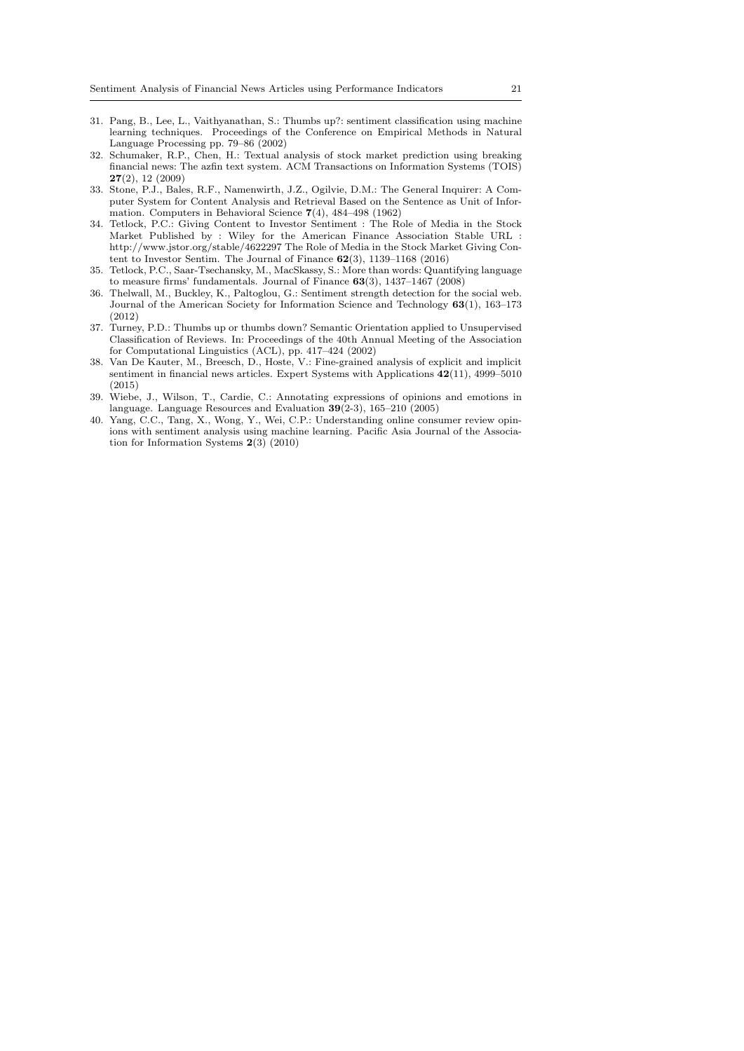31. Pang, B., Lee, L., Vaithyanathan, S.: Thumbs up?: sentiment classification using machine learning techniques. Proceedings of the Conference on Empirical Methods in Natural Language Processing pp. 79–86 (2002)
32. Schumaker, R.P., Chen, H.: Textual analysis of stock market prediction using breaking financial news: The azfin text system. ACM Transactions on Information Systems (TOIS) **27**(2), 12 (2009)
33. Stone, P.J., Bales, R.F., Namenwirth, J.Z., Ogilvie, D.M.: The General Inquirer: A Computer System for Content Analysis and Retrieval Based on the Sentence as Unit of Information. Computers in Behavioral Science **7**(4), 484–498 (1962)
34. Tetlock, P.C.: Giving Content to Investor Sentiment : The Role of Media in the Stock Market Published by : Wiley for the American Finance Association Stable URL : http://www.jstor.org/stable/4622297 The Role of Media in the Stock Market Giving Content to Investor Sentim. The Journal of Finance **62**(3), 1139–1168 (2016)
35. Tetlock, P.C., Saar-Tsechansky, M., MacSkassy, S.: More than words: Quantifying language to measure firms' fundamentals. Journal of Finance **63**(3), 1437–1467 (2008)
36. Thelwall, M., Buckley, K., Paltoglou, G.: Sentiment strength detection for the social web. Journal of the American Society for Information Science and Technology **63**(1), 163–173 (2012)
37. Turney, P.D.: Thumbs up or thumbs down? Semantic Orientation applied to Unsupervised Classification of Reviews. In: Proceedings of the 40th Annual Meeting of the Association for Computational Linguistics (ACL), pp. 417–424 (2002)
38. Van De Kauter, M., Breesch, D., Hoste, V.: Fine-grained analysis of explicit and implicit sentiment in financial news articles. Expert Systems with Applications **42**(11), 4999–5010 (2015)
39. Wiebe, J., Wilson, T., Cardie, C.: Annotating expressions of opinions and emotions in language. Language Resources and Evaluation **39**(2-3), 165–210 (2005)
40. Yang, C.C., Tang, X., Wong, Y., Wei, C.P.: Understanding online consumer review opinions with sentiment analysis using machine learning. Pacific Asia Journal of the Association for Information Systems **2**(3) (2010)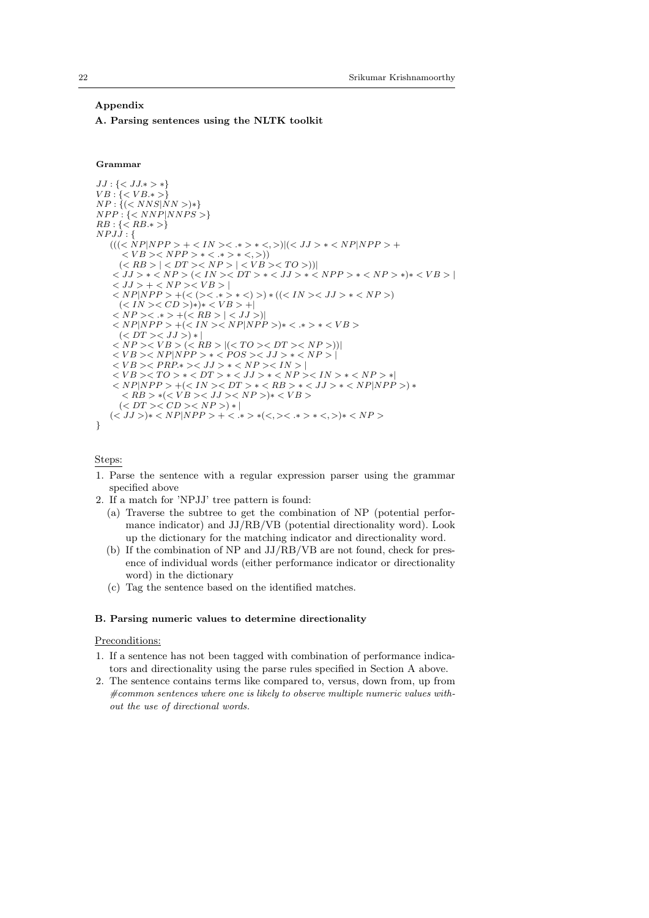## Appendix

### A. Parsing sentences using the NLTK toolkit

#### Grammar

```
JJ : {<JJ.*>*}
VB : {<VB.*>}
NP : {(<NNS|NN>)*}
NPP : {<NNP|NNPS>}
RB : {<RB.*>}
NPJJ : {
    (((<NP|NPP>+<IN><.*>*<,>)|(<JJ>*<NP|NPP>+
      <VB><NPP>*<.*>*<,>))
     (<RB>|<DT><NP>|<VB><TO>))|
    <JJ>*<NP>(<IN><DT>*<JJ>*<NPP>*<NP>*)*<VB>|
    <JJ>+<NP><VB>|
    <NP|NPP>+(<(><.*>*<)>)*((<IN><JJ>*<NP>)
     (<IN><CD>)*)*<VB>+|
    <NP><.*>+(<RB>|<JJ>)|
    <NP|NPP>+(<IN><NP|NPP>)*<.*>*<VB>
     (<DT><JJ>)*|
    <NP><VB>(<RB>|(<TO><DT><NP>))|
    <VB><NP|NPP>*<POS><JJ>*<NP>|
    <VB><PRP.*><JJ>*<NP><IN>|
    <VB><TO>*<DT>*<JJ>*<NP><IN>*<NP>*|
    <NP|NPP>+(<IN><DT>*<RB>*<JJ>*<NP|NPP>)*
      <RB>*(<VB><JJ><NP>)*<VB>
     (<DT><CD><NP>)*|
    (<JJ>)*<NP|NPP>+<.*>*(<,><.*>*<,>)*<NP>
}
```

<u>Steps:</u>

1. Parse the sentence with a regular expression parser using the grammar specified above
2. If a match for 'NPJJ' tree pattern is found:
   (a) Traverse the subtree to get the combination of NP (potential performance indicator) and JJ/RB/VB (potential directionality word). Look up the dictionary for the matching indicator and directionality word.
   (b) If the combination of NP and JJ/RB/VB are not found, check for presence of individual words (either performance indicator or directionality word) in the dictionary
   (c) Tag the sentence based on the identified matches.

### B. Parsing numeric values to determine directionality

<u>Preconditions:</u>

1. If a sentence has not been tagged with combination of performance indicators and directionality using the parse rules specified in Section A above.
2. The sentence contains terms like compared to, versus, down from, up from *#common sentences where one is likely to observe multiple numeric values without the use of directional words.*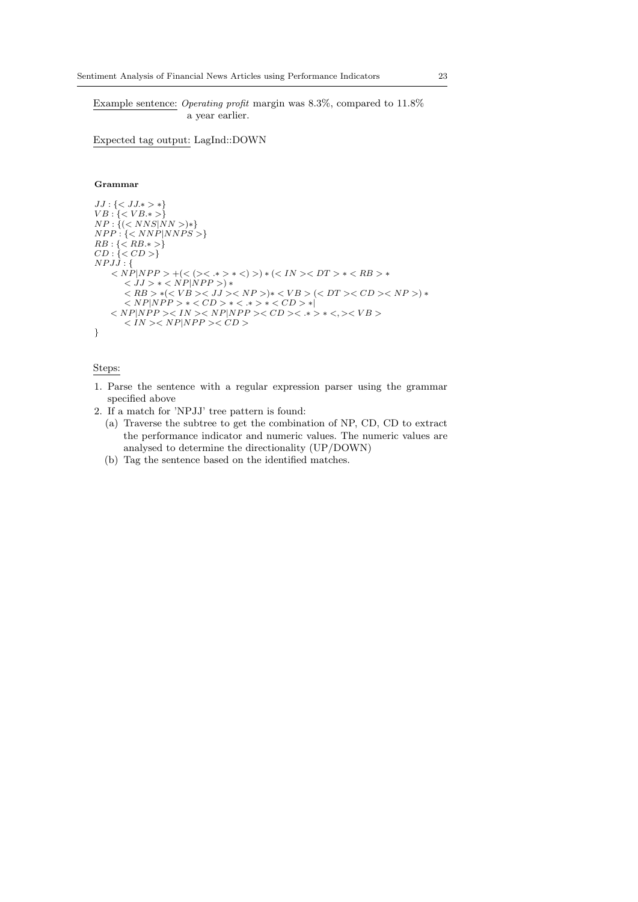Example sentence: *Operating profit* margin was 8.3%, compared to 11.8% a year earlier.

Expected tag output: LagInd::DOWN

**Grammar**

$JJ : \{< JJ.* > *\}$
$VB : \{< VB.* >\}$
$NP : \{(< NNS|NN >)*\}$
$NPP : \{< NNP|NNPS >\}$
$RB : \{< RB.* >\}$
$CD : \{< CD >\}$
$NPJJ : \{$
$< NP|NPP > +(< (>< .* > * <) >) * (< IN >< DT > * < RB > * < JJ > * < NP|NPP >) *$
$< RB > *(< VB >< JJ >< NP >)* < VB > (< DT >< CD >< NP >) * < NP|NPP > * < CD > * < .* > * < CD > *|$
$< NP|NPP >< IN >< NP|NPP >< CD >< .* > * <, >< VB > < IN >< NP|NPP >< CD >$
$\}$

Steps:

1. Parse the sentence with a regular expression parser using the grammar specified above
2. If a match for 'NPJJ' tree pattern is found:
   (a) Traverse the subtree to get the combination of NP, CD, CD to extract the performance indicator and numeric values. The numeric values are analysed to determine the directionality (UP/DOWN)
   (b) Tag the sentence based on the identified matches.